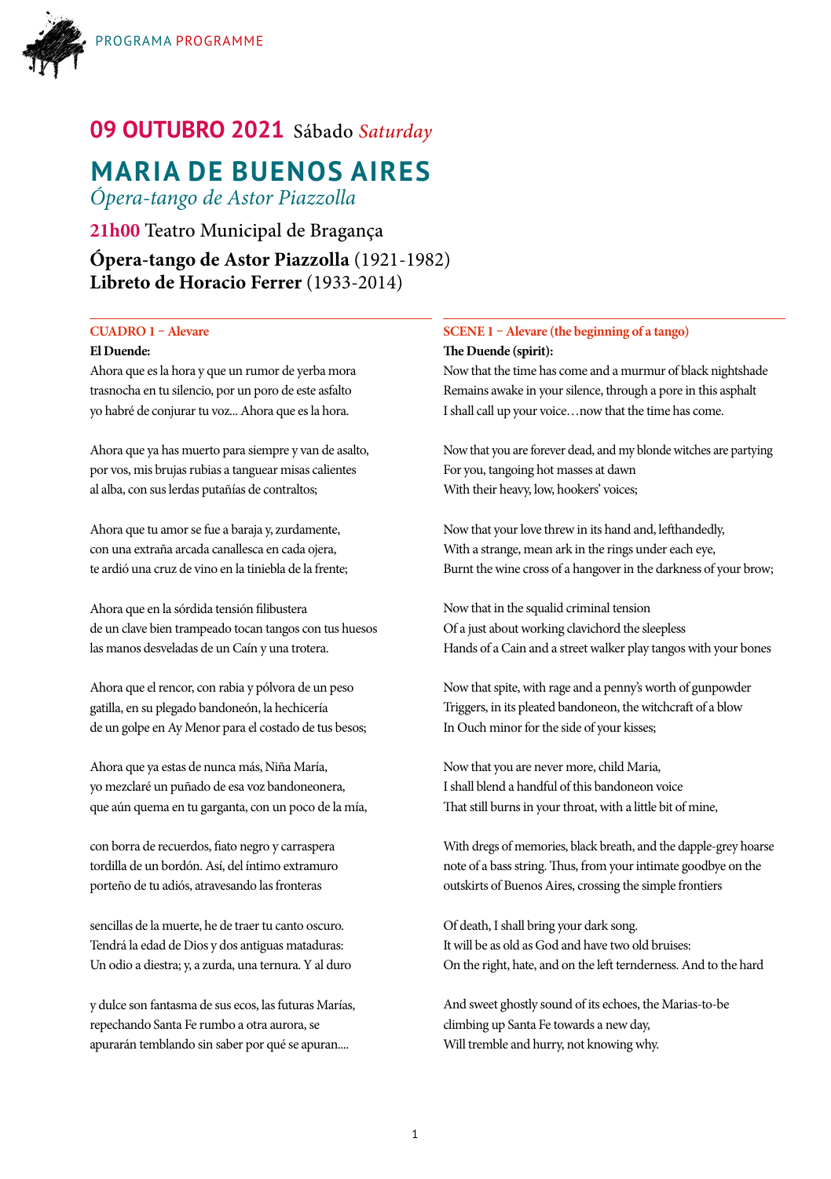PROGRAMA PROGRAMME

## 09 OUTUBRO 2021 Sábado *Saturday*

# MARIA DE BUENOS AIRES

*Ópera-tango de Astor Piazzolla*

**21h00** Teatro Municipal de Bragança

**Ópera-tango de Astor Piazzolla** (1921-1982)
**Libreto de Horacio Ferrer** (1933-2014)

### CUADRO 1 – Alevare

**El Duende:**

Ahora que es la hora y que un rumor de yerba mora
trasnocha en tu silencio, por un poro de este asfalto
yo habré de conjurar tu voz... Ahora que es la hora.

Ahora que ya has muerto para siempre y van de asalto,
por vos, mis brujas rubias a tanguear misas calientes
al alba, con sus lerdas putañías de contraltos;

Ahora que tu amor se fue a baraja y, zurdamente,
con una extraña arcada canallesca en cada ojera,
te ardió una cruz de vino en la tiniebla de la frente;

Ahora que en la sórdida tensión filibustera
de un clave bien trampeado tocan tangos con tus huesos
las manos desveladas de un Caín y una trotera.

Ahora que el rencor, con rabia y pólvora de un peso
gatilla, en su plegado bandoneón, la hechicería
de un golpe en Ay Menor para el costado de tus besos;

Ahora que ya estas de nunca más, Niña María,
yo mezclaré un puñado de esa voz bandoneonera,
que aún quema en tu garganta, con un poco de la mía,

con borra de recuerdos, fiato negro y carraspera
tordilla de un bordón. Así, del íntimo extramuro
porteño de tu adiós, atravesando las fronteras

sencillas de la muerte, he de traer tu canto oscuro.
Tendrá la edad de Dios y dos antiguas mataduras:
Un odio a diestra; y, a zurda, una ternura. Y al duro

y dulce son fantasma de sus ecos, las futuras Marías,
repechando Santa Fe rumbo a otra aurora, se
apurarán temblando sin saber por qué se apuran....

### SCENE 1 – Alevare (the beginning of a tango)

**The Duende (spirit):**

Now that the time has come and a murmur of black nightshade
Remains awake in your silence, through a pore in this asphalt
I shall call up your voice…now that the time has come.

Now that you are forever dead, and my blonde witches are partying
For you, tangoing hot masses at dawn
With their heavy, low, hookers' voices;

Now that your love threw in its hand and, lefthandedly,
With a strange, mean ark in the rings under each eye,
Burnt the wine cross of a hangover in the darkness of your brow;

Now that in the squalid criminal tension
Of a just about working clavichord the sleepless
Hands of a Cain and a street walker play tangos with your bones

Now that spite, with rage and a penny's worth of gunpowder
Triggers, in its pleated bandoneon, the witchcraft of a blow
In Ouch minor for the side of your kisses;

Now that you are never more, child Maria,
I shall blend a handful of this bandoneon voice
That still burns in your throat, with a little bit of mine,

With dregs of memories, black breath, and the dapple-grey hoarse
note of a bass string. Thus, from your intimate goodbye on the
outskirts of Buenos Aires, crossing the simple frontiers

Of death, I shall bring your dark song.
It will be as old as God and have two old bruises:
On the right, hate, and on the left ternderness. And to the hard

And sweet ghostly sound of its echoes, the Marias-to-be
climbing up Santa Fe towards a new day,
Will tremble and hurry, not knowing why.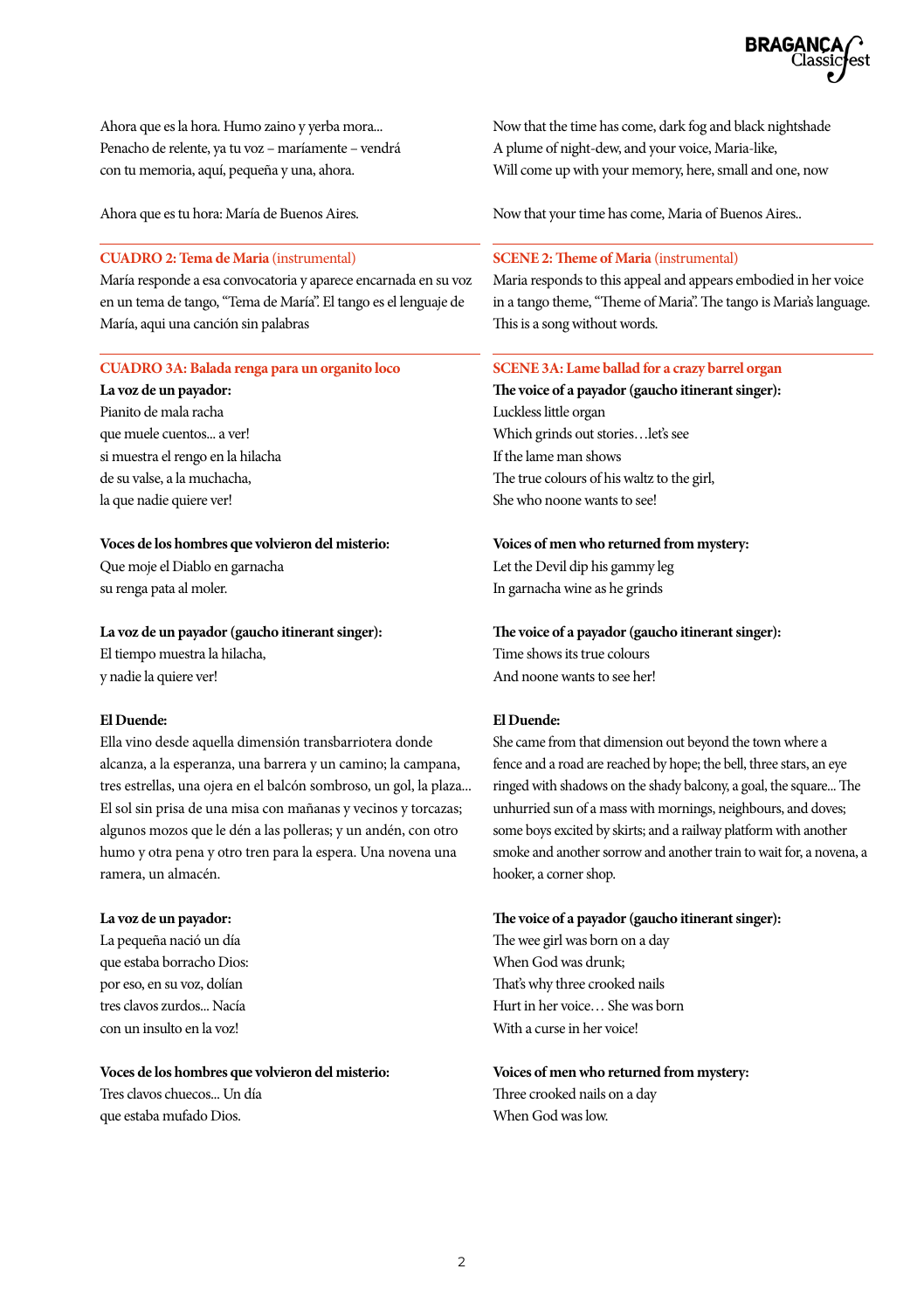Ahora que es la hora. Humo zaino y yerba mora...
Penacho de relente, ya tu voz – maríamente – vendrá
con tu memoria, aquí, pequeña y una, ahora.

Ahora que es tu hora: María de Buenos Aires.

Now that the time has come, dark fog and black nightshade
A plume of night-dew, and your voice, Maria-like,
Will come up with your memory, here, small and one, now

Now that your time has come, Maria of Buenos Aires..

---

**CUADRO 2: Tema de Maria** (instrumental)

María responde a esa convocatoria y aparece encarnada en su voz en un tema de tango, "Tema de María". El tango es el lenguaje de María, aqui una canción sin palabras

**SCENE 2: Theme of Maria** (instrumental)

Maria responds to this appeal and appears embodied in her voice in a tango theme, "Theme of Maria". The tango is Maria's language. This is a song without words.

---

**CUADRO 3A: Balada renga para un organito loco**

**La voz de un payador:**
Pianito de mala racha
que muele cuentos... a ver!
si muestra el rengo en la hilacha
de su valse, a la muchacha,
la que nadie quiere ver!

**Voces de los hombres que volvieron del misterio:**
Que moje el Diablo en garnacha
su renga pata al moler.

**La voz de un payador (gaucho itinerant singer):**
El tiempo muestra la hilacha,
y nadie la quiere ver!

**El Duende:**
Ella vino desde aquella dimensión transbarriotera donde alcanza, a la esperanza, una barrera y un camino; la campana, tres estrellas, una ojera en el balcón sombroso, un gol, la plaza... El sol sin prisa de una misa con mañanas y vecinos y torcazas; algunos mozos que le dén a las polleras; y un andén, con otro humo y otra pena y otro tren para la espera. Una novena una ramera, un almacén.

**La voz de un payador:**
La pequeña nació un día
que estaba borracho Dios:
por eso, en su voz, dolían
tres clavos zurdos... Nacía
con un insulto en la voz!

**Voces de los hombres que volvieron del misterio:**
Tres clavos chuecos... Un día
que estaba mufado Dios.

**SCENE 3A: Lame ballad for a crazy barrel organ**

**The voice of a payador (gaucho itinerant singer):**
Luckless little organ
Which grinds out stories…let's see
If the lame man shows
The true colours of his waltz to the girl,
She who noone wants to see!

**Voices of men who returned from mystery:**
Let the Devil dip his gammy leg
In garnacha wine as he grinds

**The voice of a payador (gaucho itinerant singer):**
Time shows its true colours
And noone wants to see her!

**El Duende:**
She came from that dimension out beyond the town where a fence and a road are reached by hope; the bell, three stars, an eye ringed with shadows on the shady balcony, a goal, the square... The unhurried sun of a mass with mornings, neighbours, and doves; some boys excited by skirts; and a railway platform with another smoke and another sorrow and another train to wait for, a novena, a hooker, a corner shop.

**The voice of a payador (gaucho itinerant singer):**
The wee girl was born on a day
When God was drunk;
That's why three crooked nails
Hurt in her voice… She was born
With a curse in her voice!

**Voices of men who returned from mystery:**
Three crooked nails on a day
When God was low.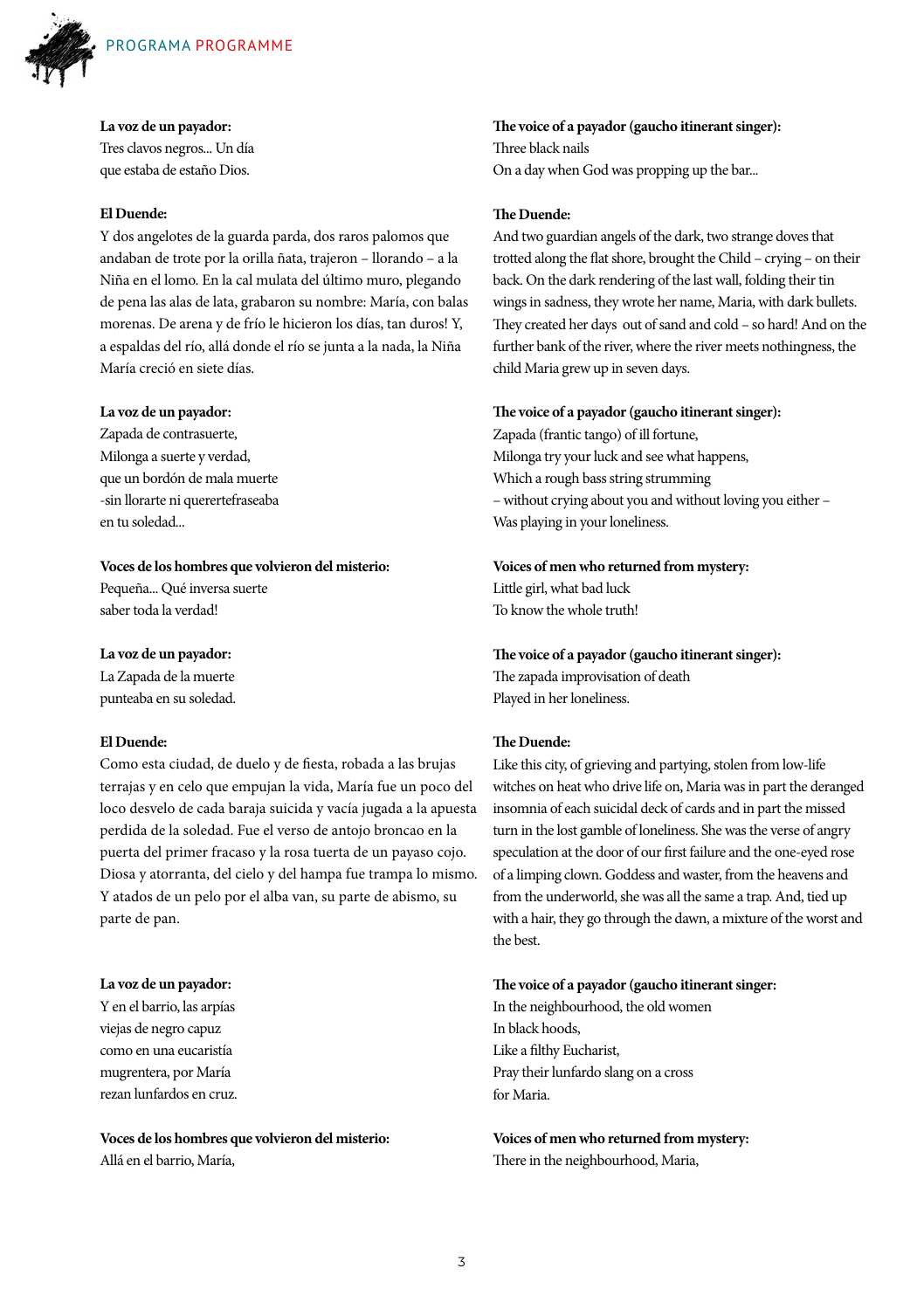**La voz de un payador:**
Tres clavos negros... Un día
que estaba de estaño Dios.

**El Duende:**
Y dos angelotes de la guarda parda, dos raros palomos que andaban de trote por la orilla ñata, trajeron – llorando – a la Niña en el lomo. En la cal mulata del último muro, plegando de pena las alas de lata, grabaron su nombre: María, con balas morenas. De arena y de frío le hicieron los días, tan duros! Y, a espaldas del río, allá donde el río se junta a la nada, la Niña María creció en siete días.

**La voz de un payador:**
Zapada de contrasuerte,
Milonga a suerte y verdad,
que un bordón de mala muerte
-sin llorarte ni quererte fraseaba
en tu soledad...

**Voces de los hombres que volvieron del misterio:**
Pequeña... Qué inversa suerte
saber toda la verdad!

**La voz de un payador:**
La Zapada de la muerte
punteaba en su soledad.

**El Duende:**
Como esta ciudad, de duelo y de fiesta, robada a las brujas terrajas y en celo que empujan la vida, María fue un poco del loco desvelo de cada baraja suicida y vacía jugada a la apuesta perdida de la soledad. Fue el verso de antojo broncao en la puerta del primer fracaso y la rosa tuerta de un payaso cojo. Diosa y atorranta, del cielo y del hampa fue trampa lo mismo. Y atados de un pelo por el alba van, su parte de abismo, su parte de pan.

**La voz de un payador:**
Y en el barrio, las arpías
viejas de negro capuz
como en una eucaristía
mugrentera, por María
rezan lunfardos en cruz.

**Voces de los hombres que volvieron del misterio:**
Allá en el barrio, María,

**The voice of a payador (gaucho itinerant singer):**
Three black nails
On a day when God was propping up the bar...

**The Duende:**
And two guardian angels of the dark, two strange doves that trotted along the flat shore, brought the Child – crying – on their back. On the dark rendering of the last wall, folding their tin wings in sadness, they wrote her name, Maria, with dark bullets. They created her days out of sand and cold – so hard! And on the further bank of the river, where the river meets nothingness, the child Maria grew up in seven days.

**The voice of a payador (gaucho itinerant singer):**
Zapada (frantic tango) of ill fortune,
Milonga try your luck and see what happens,
Which a rough bass string strumming
– without crying about you and without loving you either –
Was playing in your loneliness.

**Voices of men who returned from mystery:**
Little girl, what bad luck
To know the whole truth!

**The voice of a payador (gaucho itinerant singer):**
The zapada improvisation of death
Played in her loneliness.

**The Duende:**
Like this city, of grieving and partying, stolen from low-life witches on heat who drive life on, Maria was in part the deranged insomnia of each suicidal deck of cards and in part the missed turn in the lost gamble of loneliness. She was the verse of angry speculation at the door of our first failure and the one-eyed rose of a limping clown. Goddess and waster, from the heavens and from the underworld, she was all the same a trap. And, tied up with a hair, they go through the dawn, a mixture of the worst and the best.

**The voice of a payador (gaucho itinerant singer:**
In the neighbourhood, the old women
In black hoods,
Like a filthy Eucharist,
Pray their lunfardo slang on a cross
for Maria.

**Voices of men who returned from mystery:**
There in the neighbourhood, Maria,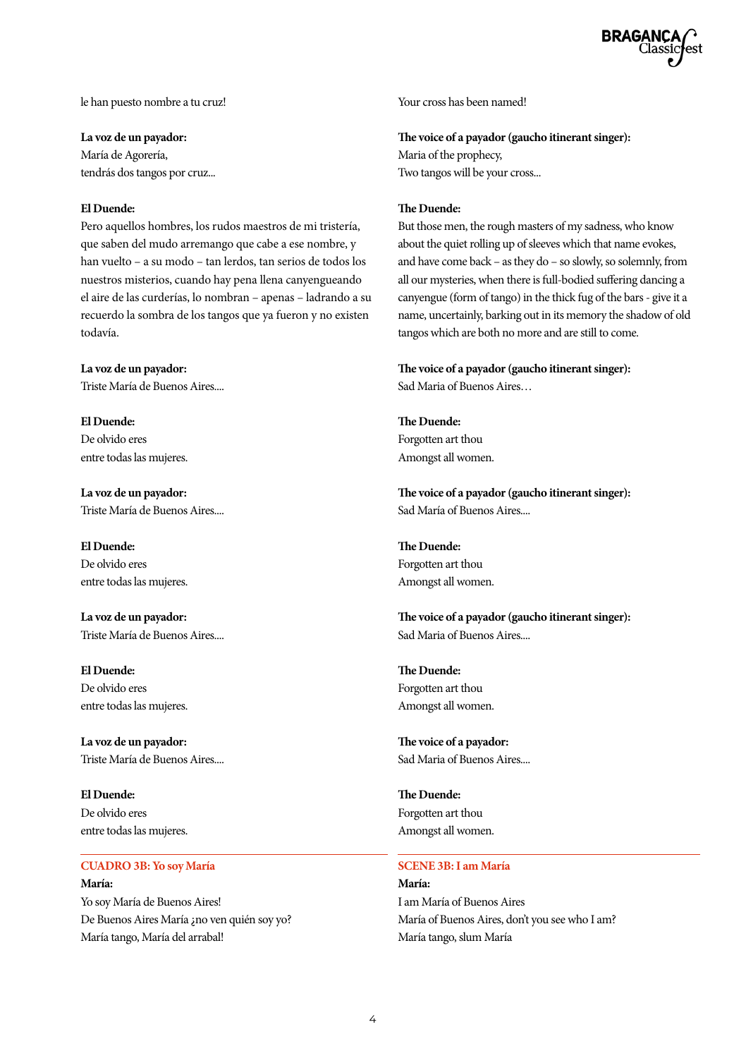le han puesto nombre a tu cruz!

**La voz de un payador:**
María de Agorería,
tendrás dos tangos por cruz...

**El Duende:**
Pero aquellos hombres, los rudos maestros de mi tristería, que saben del mudo arremango que cabe a ese nombre, y han vuelto – a su modo – tan lerdos, tan serios de todos los nuestros misterios, cuando hay pena llena canyengueando el aire de las curderías, lo nombran – apenas – ladrando a su recuerdo la sombra de los tangos que ya fueron y no existen todavía.

**La voz de un payador:**
Triste María de Buenos Aires....

**El Duende:**
De olvido eres
entre todas las mujeres.

**La voz de un payador:**
Triste María de Buenos Aires....

**El Duende:**
De olvido eres
entre todas las mujeres.

**La voz de un payador:**
Triste María de Buenos Aires....

**El Duende:**
De olvido eres
entre todas las mujeres.

**La voz de un payador:**
Triste María de Buenos Aires....

**El Duende:**
De olvido eres
entre todas las mujeres.

## CUADRO 3B: Yo soy María

**María:**
Yo soy María de Buenos Aires!
De Buenos Aires María ¿no ven quién soy yo?
María tango, María del arrabal!

---

Your cross has been named!

**The voice of a payador (gaucho itinerant singer):**
Maria of the prophecy,
Two tangos will be your cross...

**The Duende:**
But those men, the rough masters of my sadness, who know about the quiet rolling up of sleeves which that name evokes, and have come back – as they do – so slowly, so solemnly, from all our mysteries, when there is full-bodied suffering dancing a canyengue (form of tango) in the thick fug of the bars - give it a name, uncertainly, barking out in its memory the shadow of old tangos which are both no more and are still to come.

**The voice of a payador (gaucho itinerant singer):**
Sad Maria of Buenos Aires…

**The Duende:**
Forgotten art thou
Amongst all women.

**The voice of a payador (gaucho itinerant singer):**
Sad María of Buenos Aires....

**The Duende:**
Forgotten art thou
Amongst all women.

**The voice of a payador (gaucho itinerant singer):**
Sad Maria of Buenos Aires....

**The Duende:**
Forgotten art thou
Amongst all women.

**The voice of a payador:**
Sad Maria of Buenos Aires....

**The Duende:**
Forgotten art thou
Amongst all women.

## SCENE 3B: I am María

**María:**
I am María of Buenos Aires
María of Buenos Aires, don't you see who I am?
María tango, slum María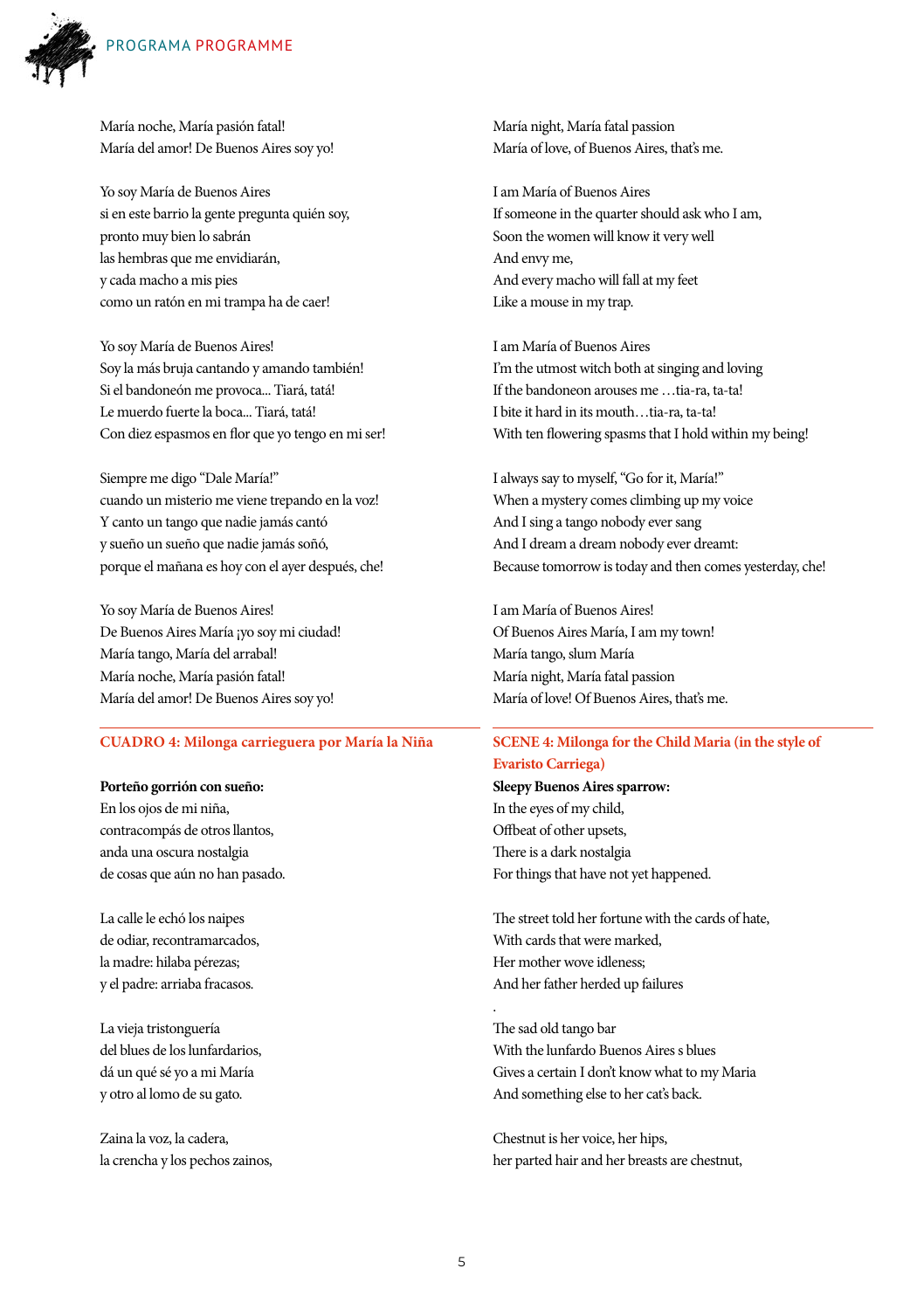María noche, María pasión fatal!
María del amor! De Buenos Aires soy yo!

Yo soy María de Buenos Aires
si en este barrio la gente pregunta quién soy,
pronto muy bien lo sabrán
las hembras que me envidiarán,
y cada macho a mis pies
como un ratón en mi trampa ha de caer!

Yo soy María de Buenos Aires!
Soy la más bruja cantando y amando también!
Si el bandoneón me provoca... Tiará, tatá!
Le muerdo fuerte la boca... Tiará, tatá!
Con diez espasmos en flor que yo tengo en mi ser!

Siempre me digo "Dale María!"
cuando un misterio me viene trepando en la voz!
Y canto un tango que nadie jamás cantó
y sueño un sueño que nadie jamás soñó,
porque el mañana es hoy con el ayer después, che!

Yo soy María de Buenos Aires!
De Buenos Aires María ¡yo soy mi ciudad!
María tango, María del arrabal!
María noche, María pasión fatal!
María del amor! De Buenos Aires soy yo!

María night, María fatal passion
María of love, of Buenos Aires, that's me.

I am María of Buenos Aires
If someone in the quarter should ask who I am,
Soon the women will know it very well
And envy me,
And every macho will fall at my feet
Like a mouse in my trap.

I am María of Buenos Aires
I'm the utmost witch both at singing and loving
If the bandoneon arouses me …tia-ra, ta-ta!
I bite it hard in its mouth…tia-ra, ta-ta!
With ten flowering spasms that I hold within my being!

I always say to myself, "Go for it, María!"
When a mystery comes climbing up my voice
And I sing a tango nobody ever sang
And I dream a dream nobody ever dreamt:
Because tomorrow is today and then comes yesterday, che!

I am María of Buenos Aires!
Of Buenos Aires María, I am my town!
María tango, slum María
María night, María fatal passion
María of love! Of Buenos Aires, that's me.

## CUADRO 4: Milonga carriequera por María la Niña

**Porteño gorrión con sueño:**
En los ojos de mi niña,
contracompás de otros llantos,
anda una oscura nostalgia
de cosas que aún no han pasado.

La calle le echó los naipes
de odiar, recontramarcados,
la madre: hilaba pérezas;
y el padre: arriaba fracasos.

La vieja tristonguería
del blues de los lunfardarios,
dá un qué sé yo a mi María
y otro al lomo de su gato.

Zaina la voz, la cadera,
la crencha y los pechos zainos,

## SCENE 4: Milonga for the Child Maria (in the style of Evaristo Carriega)

**Sleepy Buenos Aires sparrow:**
In the eyes of my child,
Offbeat of other upsets,
There is a dark nostalgia
For things that have not yet happened.

The street told her fortune with the cards of hate,
With cards that were marked,
Her mother wove idleness;
And her father herded up failures

.

The sad old tango bar
With the lunfardo Buenos Aires s blues
Gives a certain I don't know what to my Maria
And something else to her cat's back.

Chestnut is her voice, her hips,
her parted hair and her breasts are chestnut,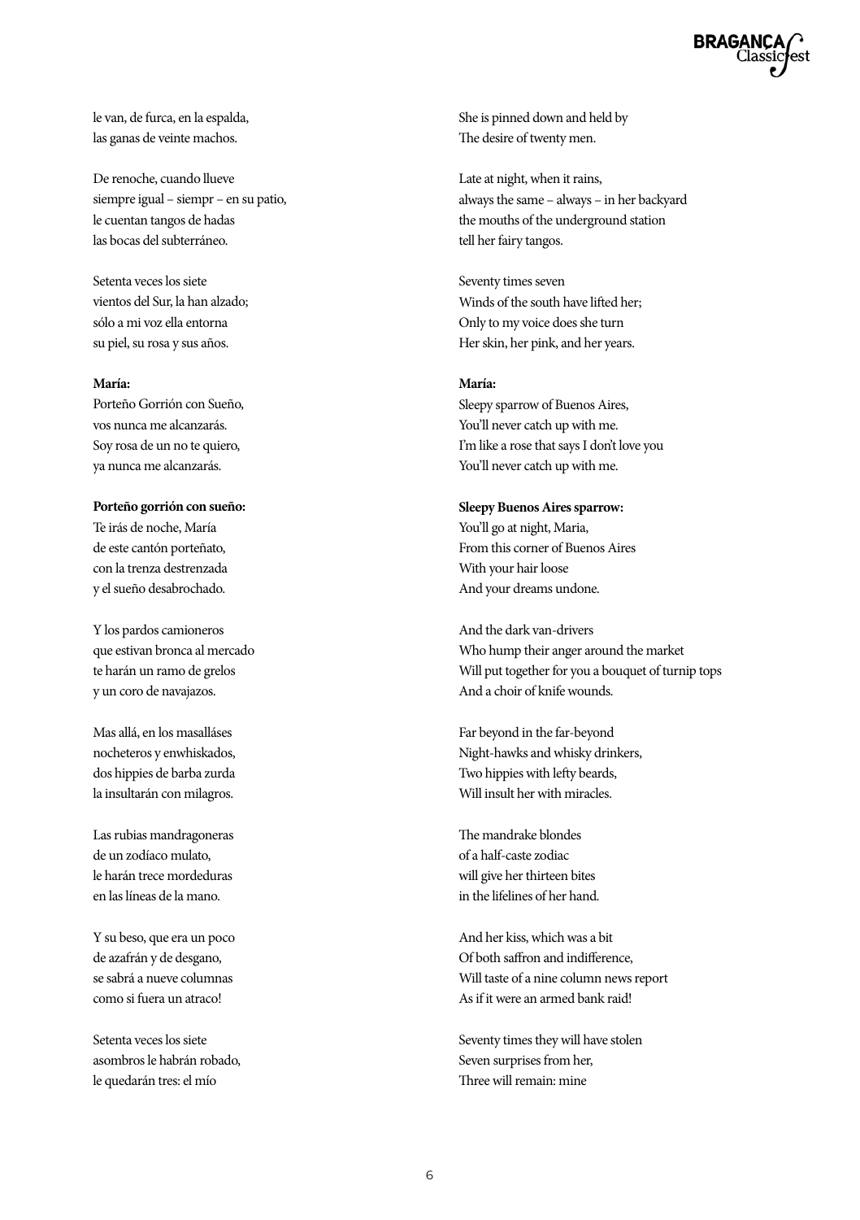le van, de furca, en la espalda,
las ganas de veinte machos.

De renoche, cuando llueve
siempre igual – siempr – en su patio,
le cuentan tangos de hadas
las bocas del subterráneo.

Setenta veces los siete
vientos del Sur, la han alzado;
sólo a mi voz ella entorna
su piel, su rosa y sus años.

**María:**
Porteño Gorrión con Sueño,
vos nunca me alcanzarás.
Soy rosa de un no te quiero,
ya nunca me alcanzarás.

**Porteño gorrión con sueño:**
Te irás de noche, María
de este cantón porteñato,
con la trenza destrenzada
y el sueño desabrochado.

Y los pardos camioneros
que estivan bronca al mercado
te harán un ramo de grelos
y un coro de navajazos.

Mas allá, en los masalláses
nocheteros y enwhiskados,
dos hippies de barba zurda
la insultarán con milagros.

Las rubias mandragoneras
de un zodíaco mulato,
le harán trece mordeduras
en las líneas de la mano.

Y su beso, que era un poco
de azafrán y de desgano,
se sabrá a nueve columnas
como si fuera un atraco!

Setenta veces los siete
asombros le habrán robado,
le quedarán tres: el mío

She is pinned down and held by
The desire of twenty men.

Late at night, when it rains,
always the same – always – in her backyard
the mouths of the underground station
tell her fairy tangos.

Seventy times seven
Winds of the south have lifted her;
Only to my voice does she turn
Her skin, her pink, and her years.

**María:**
Sleepy sparrow of Buenos Aires,
You'll never catch up with me.
I'm like a rose that says I don't love you
You'll never catch up with me.

**Sleepy Buenos Aires sparrow:**
You'll go at night, Maria,
From this corner of Buenos Aires
With your hair loose
And your dreams undone.

And the dark van-drivers
Who hump their anger around the market
Will put together for you a bouquet of turnip tops
And a choir of knife wounds.

Far beyond in the far-beyond
Night-hawks and whisky drinkers,
Two hippies with lefty beards,
Will insult her with miracles.

The mandrake blondes
of a half-caste zodiac
will give her thirteen bites
in the lifelines of her hand.

And her kiss, which was a bit
Of both saffron and indifference,
Will taste of a nine column news report
As if it were an armed bank raid!

Seventy times they will have stolen
Seven surprises from her,
Three will remain: mine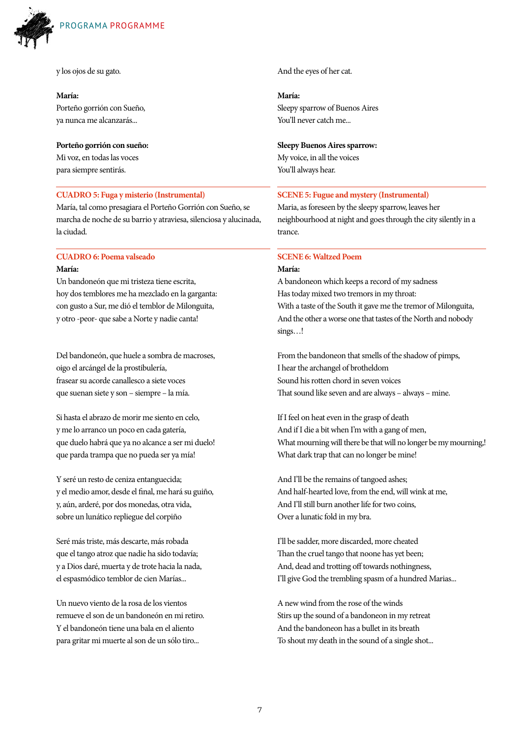y los ojos de su gato.

**María:**
Porteño gorrión con Sueño,
ya nunca me alcanzarás...

**Porteño gorrión con sueño:**
Mi voz, en todas las voces
para siempre sentirás.

## CUADRO 5: Fuga y misterio (Instrumental)

María, tal como presagiara el Porteño Gorrión con Sueño, se marcha de noche de su barrio y atraviesa, silenciosa y alucinada, la ciudad.

## CUADRO 6: Poema valseado

**María:**
Un bandoneón que mi tristeza tiene escrita,
hoy dos temblores me ha mezclado en la garganta:
con gusto a Sur, me dió el temblor de Milonguita,
y otro -peor- que sabe a Norte y nadie canta!

Del bandoneón, que huele a sombra de macroses,
oigo el arcángel de la prostibulería,
frasear su acorde canallesco a siete voces
que suenan siete y son – siempre – la mía.

Si hasta el abrazo de morir me siento en celo,
y me lo arranco un poco en cada gatería,
que duelo habrá que ya no alcance a ser mi duelo!
que parda trampa que no pueda ser ya mía!

Y seré un resto de ceniza entanguecida;
y el medio amor, desde el final, me hará su guiño,
y, aún, arderé, por dos monedas, otra vida,
sobre un lunático repliegue del corpiño

Seré más triste, más descarte, más robada
que el tango atroz que nadie ha sido todavía;
y a Dios daré, muerta y de trote hacia la nada,
el espasmódico temblor de cien Marías...

Un nuevo viento de la rosa de los vientos
remueve el son de un bandoneón en mi retiro.
Y el bandoneón tiene una bala en el aliento
para gritar mi muerte al son de un sólo tiro...

And the eyes of her cat.

**María:**
Sleepy sparrow of Buenos Aires
You'll never catch me...

**Sleepy Buenos Aires sparrow:**
My voice, in all the voices
You'll always hear.

## SCENE 5: Fugue and mystery (Instrumental)

Maria, as foreseen by the sleepy sparrow, leaves her neighbourhood at night and goes through the city silently in a trance.

## SCENE 6: Waltzed Poem

**María:**
A bandoneon which keeps a record of my sadness
Has today mixed two tremors in my throat:
With a taste of the South it gave me the tremor of Milonguita,
And the other a worse one that tastes of the North and nobody sings…!

From the bandoneon that smells of the shadow of pimps,
I hear the archangel of brotheldom
Sound his rotten chord in seven voices
That sound like seven and are always – always – mine.

If I feel on heat even in the grasp of death
And if I die a bit when I'm with a gang of men,
What mourning will there be that will no longer be my mourning,!
What dark trap that can no longer be mine!

And I'll be the remains of tangoed ashes;
And half-hearted love, from the end, will wink at me,
And I'll still burn another life for two coins,
Over a lunatic fold in my bra.

I'll be sadder, more discarded, more cheated
Than the cruel tango that noone has yet been;
And, dead and trotting off towards nothingness,
I'll give God the trembling spasm of a hundred Marias...

A new wind from the rose of the winds
Stirs up the sound of a bandoneon in my retreat
And the bandoneon has a bullet in its breath
To shout my death in the sound of a single shot...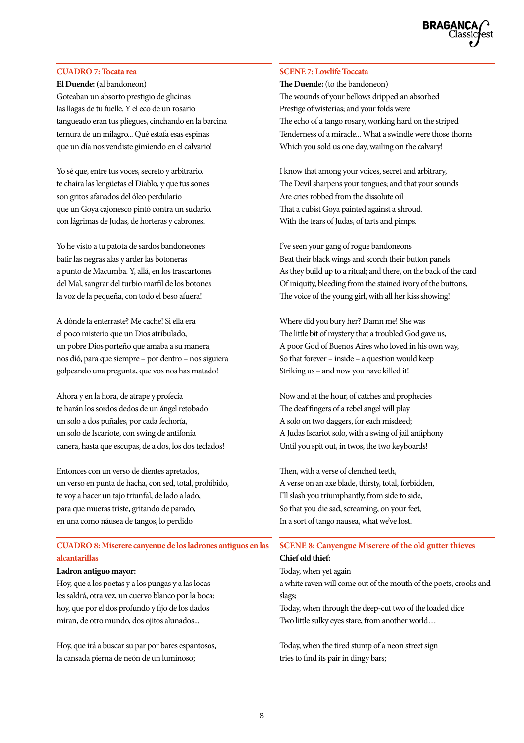### CUADRO 7: Tocata rea

**El Duende:** (al bandoneon)
Goteaban un absorto prestigio de glicinas
las llagas de tu fuelle. Y el eco de un rosario
tangueado eran tus pliegues, cinchando en la barcina
ternura de un milagro... Qué estafa esas espinas
que un día nos vendiste gimiendo en el calvario!

Yo sé que, entre tus voces, secreto y arbitrario.
te chaira las lengüetas el Diablo, y que tus sones
son gritos afanados del óleo perdulario
que un Goya cajonesco pintó contra un sudario,
con lágrimas de Judas, de horteras y cabrones.

Yo he visto a tu patota de sardos bandoneones
batir las negras alas y arder las botoneras
a punto de Macumba. Y, allá, en los trascartones
del Mal, sangrar del turbio marfil de los botones
la voz de la pequeña, con todo el beso afuera!

A dónde la enterraste? Me cache! Si ella era
el poco misterio que un Dios atribulado,
un pobre Dios porteño que amaba a su manera,
nos dió, para que siempre – por dentro – nos siguiera
golpeando una pregunta, que vos nos has matado!

Ahora y en la hora, de atrape y profecía
te harán los sordos dedos de un ángel retobado
un solo a dos puñales, por cada fechoría,
un solo de Iscariote, con swing de antifonía
canera, hasta que escupas, de a dos, los dos teclados!

Entonces con un verso de dientes apretados,
un verso en punta de hacha, con sed, total, prohibido,
te voy a hacer un tajo triunfal, de lado a lado,
para que mueras triste, gritando de parado,
en una como náusea de tangos, lo perdido

### SCENE 7: Lowlife Toccata

**The Duende:** (to the bandoneon)
The wounds of your bellows dripped an absorbed
Prestige of wisterias; and your folds were
The echo of a tango rosary, working hard on the striped
Tenderness of a miracle... What a swindle were those thorns
Which you sold us one day, wailing on the calvary!

I know that among your voices, secret and arbitrary,
The Devil sharpens your tongues; and that your sounds
Are cries robbed from the dissolute oil
That a cubist Goya painted against a shroud,
With the tears of Judas, of tarts and pimps.

I've seen your gang of rogue bandoneons
Beat their black wings and scorch their button panels
As they build up to a ritual; and there, on the back of the card
Of iniquity, bleeding from the stained ivory of the buttons,
The voice of the young girl, with all her kiss showing!

Where did you bury her? Damn me! She was
The little bit of mystery that a troubled God gave us,
A poor God of Buenos Aires who loved in his own way,
So that forever – inside – a question would keep
Striking us – and now you have killed it!

Now and at the hour, of catches and prophecies
The deaf fingers of a rebel angel will play
A solo on two daggers, for each misdeed;
A Judas Iscariot solo, with a swing of jail antiphony
Until you spit out, in twos, the two keyboards!

Then, with a verse of clenched teeth,
A verse on an axe blade, thirsty, total, forbidden,
I'll slash you triumphantly, from side to side,
So that you die sad, screaming, on your feet,
In a sort of tango nausea, what we've lost.

### CUADRO 8: Miserere canyenue de los ladrones antiguos en las alcantarillas

**Ladron antiguo mayor:**
Hoy, que a los poetas y a los pungas y a las locas
les saldrá, otra vez, un cuervo blanco por la boca:
hoy, que por el dos profundo y fijo de los dados
miran, de otro mundo, dos ojitos alunados...

Hoy, que irá a buscar su par por bares espantosos,
la cansada pierna de neón de un luminoso;

### SCENE 8: Canyengue Miserere of the old gutter thieves

**Chief old thief:**
Today, when yet again
a white raven will come out of the mouth of the poets, crooks and slags;
Today, when through the deep-cut two of the loaded dice
Two little sulky eyes stare, from another world…

Today, when the tired stump of a neon street sign
tries to find its pair in dingy bars;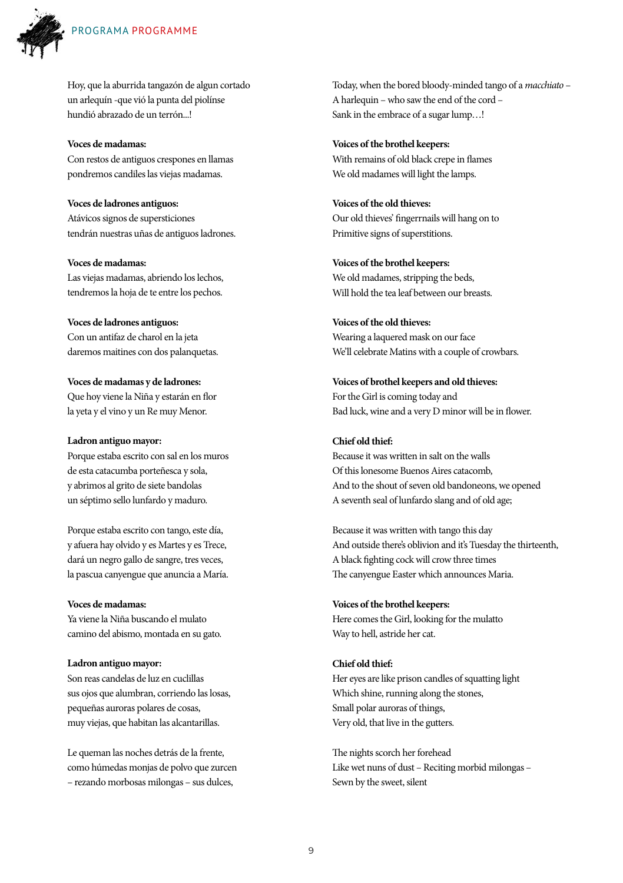Hoy, que la aburrida tangazón de algun cortado
un arlequín -que vió la punta del piolínse
hundió abrazado de un terrón...!

**Voces de madamas:**
Con restos de antiguos crespones en llamas
pondremos candiles las viejas madamas.

**Voces de ladrones antiguos:**
Atávicos signos de supersticiones
tendrán nuestras uñas de antiguos ladrones.

**Voces de madamas:**
Las viejas madamas, abriendo los lechos,
tendremos la hoja de te entre los pechos.

**Voces de ladrones antiguos:**
Con un antifaz de charol en la jeta
daremos maitines con dos palanquetas.

**Voces de madamas y de ladrones:**
Que hoy viene la Niña y estarán en flor
la yeta y el vino y un Re muy Menor.

**Ladron antiguo mayor:**
Porque estaba escrito con sal en los muros
de esta catacumba porteñesca y sola,
y abrimos al grito de siete bandolas
un séptimo sello lunfardo y maduro.

Porque estaba escrito con tango, este día,
y afuera hay olvido y es Martes y es Trece,
dará un negro gallo de sangre, tres veces,
la pascua canyengue que anuncia a María.

**Voces de madamas:**
Ya viene la Niña buscando el mulato
camino del abismo, montada en su gato.

**Ladron antiguo mayor:**
Son reas candelas de luz en cuclillas
sus ojos que alumbran, corriendo las losas,
pequeñas auroras polares de cosas,
muy viejas, que habitan las alcantarillas.

Le queman las noches detrás de la frente,
como húmedas monjas de polvo que zurcen
– rezando morbosas milongas – sus dulces,

Today, when the bored bloody-minded tango of a *macchiato* –
A harlequin – who saw the end of the cord –
Sank in the embrace of a sugar lump…!

**Voices of the brothel keepers:**
With remains of old black crepe in flames
We old madames will light the lamps.

**Voices of the old thieves:**
Our old thieves' fingerrnails will hang on to
Primitive signs of superstitions.

**Voices of the brothel keepers:**
We old madames, stripping the beds,
Will hold the tea leaf between our breasts.

**Voices of the old thieves:**
Wearing a laquered mask on our face
We'll celebrate Matins with a couple of crowbars.

**Voices of brothel keepers and old thieves:**
For the Girl is coming today and
Bad luck, wine and a very D minor will be in flower.

**Chief old thief:**
Because it was written in salt on the walls
Of this lonesome Buenos Aires catacomb,
And to the shout of seven old bandoneons, we opened
A seventh seal of lunfardo slang and of old age;

Because it was written with tango this day
And outside there's oblivion and it's Tuesday the thirteenth,
A black fighting cock will crow three times
The canyengue Easter which announces Maria.

**Voices of the brothel keepers:**
Here comes the Girl, looking for the mulatto
Way to hell, astride her cat.

**Chief old thief:**
Her eyes are like prison candles of squatting light
Which shine, running along the stones,
Small polar auroras of things,
Very old, that live in the gutters.

The nights scorch her forehead
Like wet nuns of dust – Reciting morbid milongas –
Sewn by the sweet, silent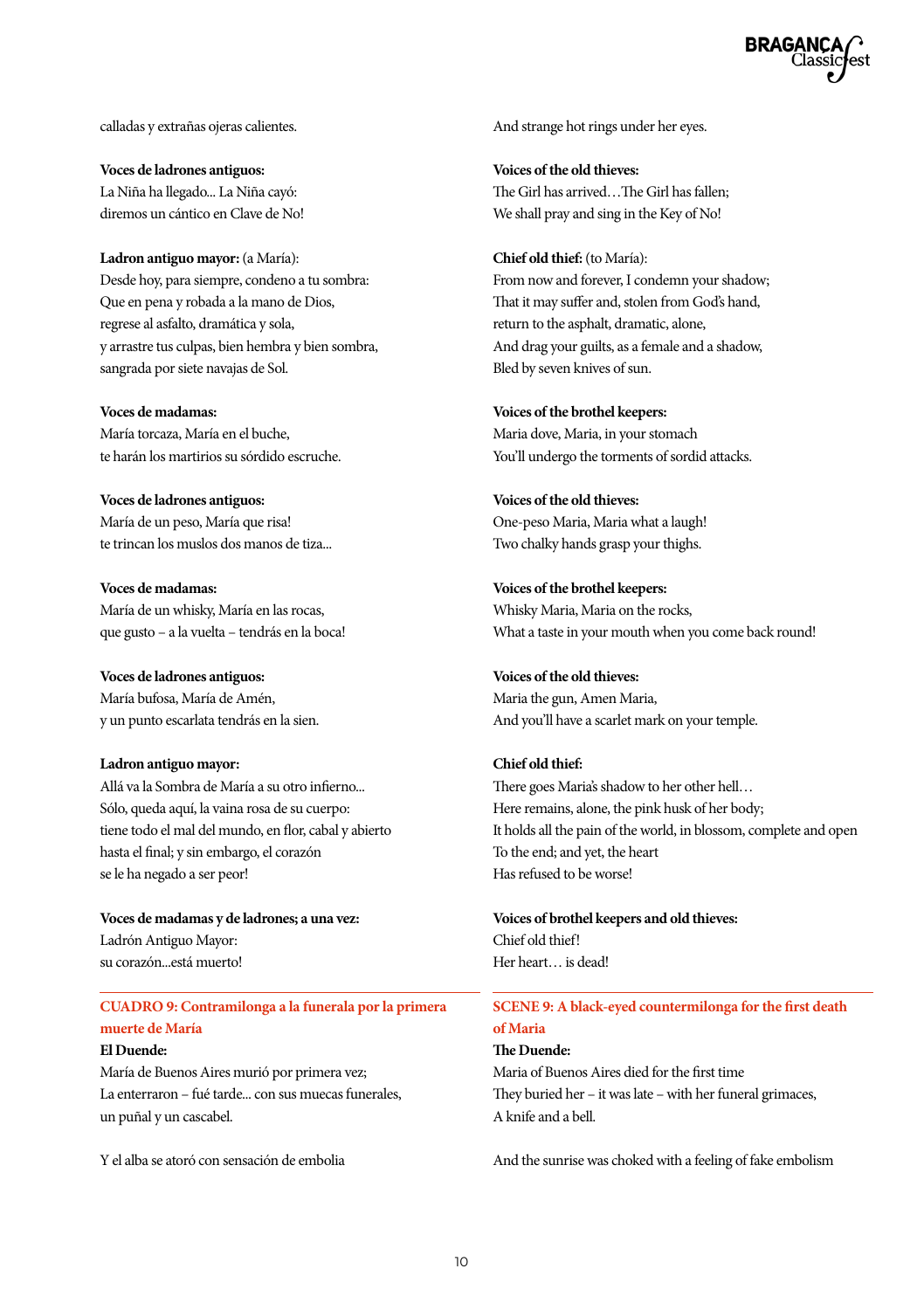calladas y extrañas ojeras calientes.

**Voces de ladrones antiguos:**
La Niña ha llegado... La Niña cayó:
diremos un cántico en Clave de No!

**Ladron antiguo mayor:** (a María):
Desde hoy, para siempre, condeno a tu sombra:
Que en pena y robada a la mano de Dios,
regrese al asfalto, dramática y sola,
y arrastre tus culpas, bien hembra y bien sombra,
sangrada por siete navajas de Sol.

**Voces de madamas:**
María torcaza, María en el buche,
te harán los martirios su sórdido escruche.

**Voces de ladrones antiguos:**
María de un peso, María que risa!
te trincan los muslos dos manos de tiza...

**Voces de madamas:**
María de un whisky, María en las rocas,
que gusto – a la vuelta – tendrás en la boca!

**Voces de ladrones antiguos:**
María bufosa, María de Amén,
y un punto escarlata tendrás en la sien.

**Ladron antiguo mayor:**
Allá va la Sombra de María a su otro infierno...
Sólo, queda aquí, la vaina rosa de su cuerpo:
tiene todo el mal del mundo, en flor, cabal y abierto
hasta el final; y sin embargo, el corazón
se le ha negado a ser peor!

**Voces de madamas y de ladrones; a una vez:**
Ladrón Antiguo Mayor:
su corazón...está muerto!

### CUADRO 9: Contramilonga a la funerala por la primera muerte de María

**El Duende:**
María de Buenos Aires murió por primera vez;
La enterraron – fué tarde... con sus muecas funerales,
un puñal y un cascabel.

Y el alba se atoró con sensación de embolia

---

And strange hot rings under her eyes.

**Voices of the old thieves:**
The Girl has arrived…The Girl has fallen;
We shall pray and sing in the Key of No!

**Chief old thief:** (to María):
From now and forever, I condemn your shadow;
That it may suffer and, stolen from God's hand,
return to the asphalt, dramatic, alone,
And drag your guilts, as a female and a shadow,
Bled by seven knives of sun.

**Voices of the brothel keepers:**
Maria dove, Maria, in your stomach
You'll undergo the torments of sordid attacks.

**Voices of the old thieves:**
One-peso Maria, Maria what a laugh!
Two chalky hands grasp your thighs.

**Voices of the brothel keepers:**
Whisky Maria, Maria on the rocks,
What a taste in your mouth when you come back round!

**Voices of the old thieves:**
Maria the gun, Amen Maria,
And you'll have a scarlet mark on your temple.

**Chief old thief:**
There goes Maria's shadow to her other hell…
Here remains, alone, the pink husk of her body;
It holds all the pain of the world, in blossom, complete and open
To the end; and yet, the heart
Has refused to be worse!

**Voices of brothel keepers and old thieves:**
Chief old thief!
Her heart… is dead!

### SCENE 9: A black-eyed countermilonga for the first death of Maria

**The Duende:**
Maria of Buenos Aires died for the first time
They buried her – it was late – with her funeral grimaces,
A knife and a bell.

And the sunrise was choked with a feeling of fake embolism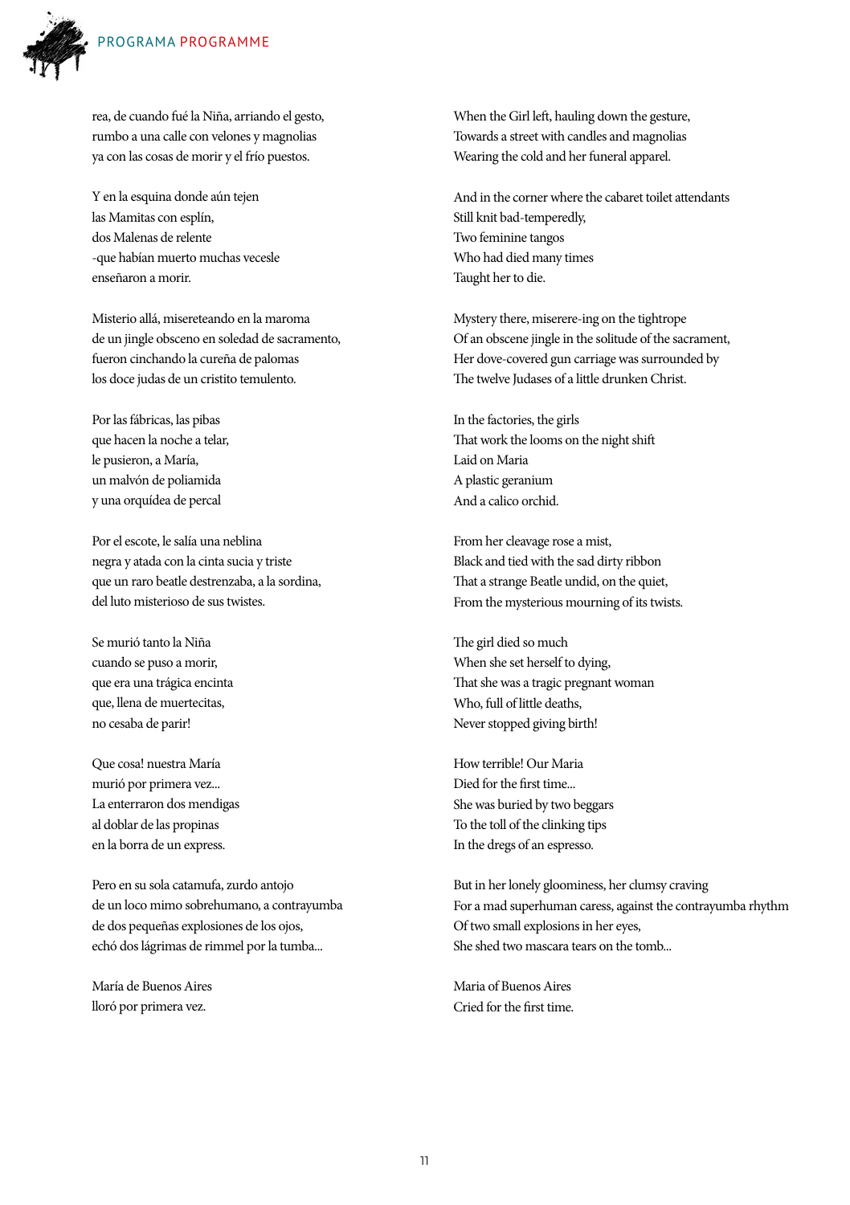rea, de cuando fué la Niña, arriando el gesto,
rumbo a una calle con velones y magnolias
ya con las cosas de morir y el frío puestos.

Y en la esquina donde aún tejen
las Mamitas con esplín,
dos Malenas de relente
-que habían muerto muchas vecesle
enseñaron a morir.

Misterio allá, misereteando en la maroma
de un jingle obsceno en soledad de sacramento,
fueron cinchando la cureña de palomas
los doce judas de un cristito temulento.

Por las fábricas, las pibas
que hacen la noche a telar,
le pusieron, a María,
un malvón de poliamida
y una orquídea de percal

Por el escote, le salía una neblina
negra y atada con la cinta sucia y triste
que un raro beatle destrenzaba, a la sordina,
del luto misterioso de sus twistes.

Se murió tanto la Niña
cuando se puso a morir,
que era una trágica encinta
que, llena de muertecitas,
no cesaba de parir!

Que cosa! nuestra María
murió por primera vez...
La enterraron dos mendigas
al doblar de las propinas
en la borra de un express.

Pero en su sola catamufa, zurdo antojo
de un loco mimo sobrehumano, a contrayumba
de dos pequeñas explosiones de los ojos,
echó dos lágrimas de rimmel por la tumba...

María de Buenos Aires
lloró por primera vez.

When the Girl left, hauling down the gesture,
Towards a street with candles and magnolias
Wearing the cold and her funeral apparel.

And in the corner where the cabaret toilet attendants
Still knit bad-temperedly,
Two feminine tangos
Who had died many times
Taught her to die.

Mystery there, miserere-ing on the tightrope
Of an obscene jingle in the solitude of the sacrament,
Her dove-covered gun carriage was surrounded by
The twelve Judases of a little drunken Christ.

In the factories, the girls
That work the looms on the night shift
Laid on Maria
A plastic geranium
And a calico orchid.

From her cleavage rose a mist,
Black and tied with the sad dirty ribbon
That a strange Beatle undid, on the quiet,
From the mysterious mourning of its twists.

The girl died so much
When she set herself to dying,
That she was a tragic pregnant woman
Who, full of little deaths,
Never stopped giving birth!

How terrible! Our Maria
Died for the first time...
She was buried by two beggars
To the toll of the clinking tips
In the dregs of an espresso.

But in her lonely gloominess, her clumsy craving
For a mad superhuman caress, against the contrayumba rhythm
Of two small explosions in her eyes,
She shed two mascara tears on the tomb...

Maria of Buenos Aires
Cried for the first time.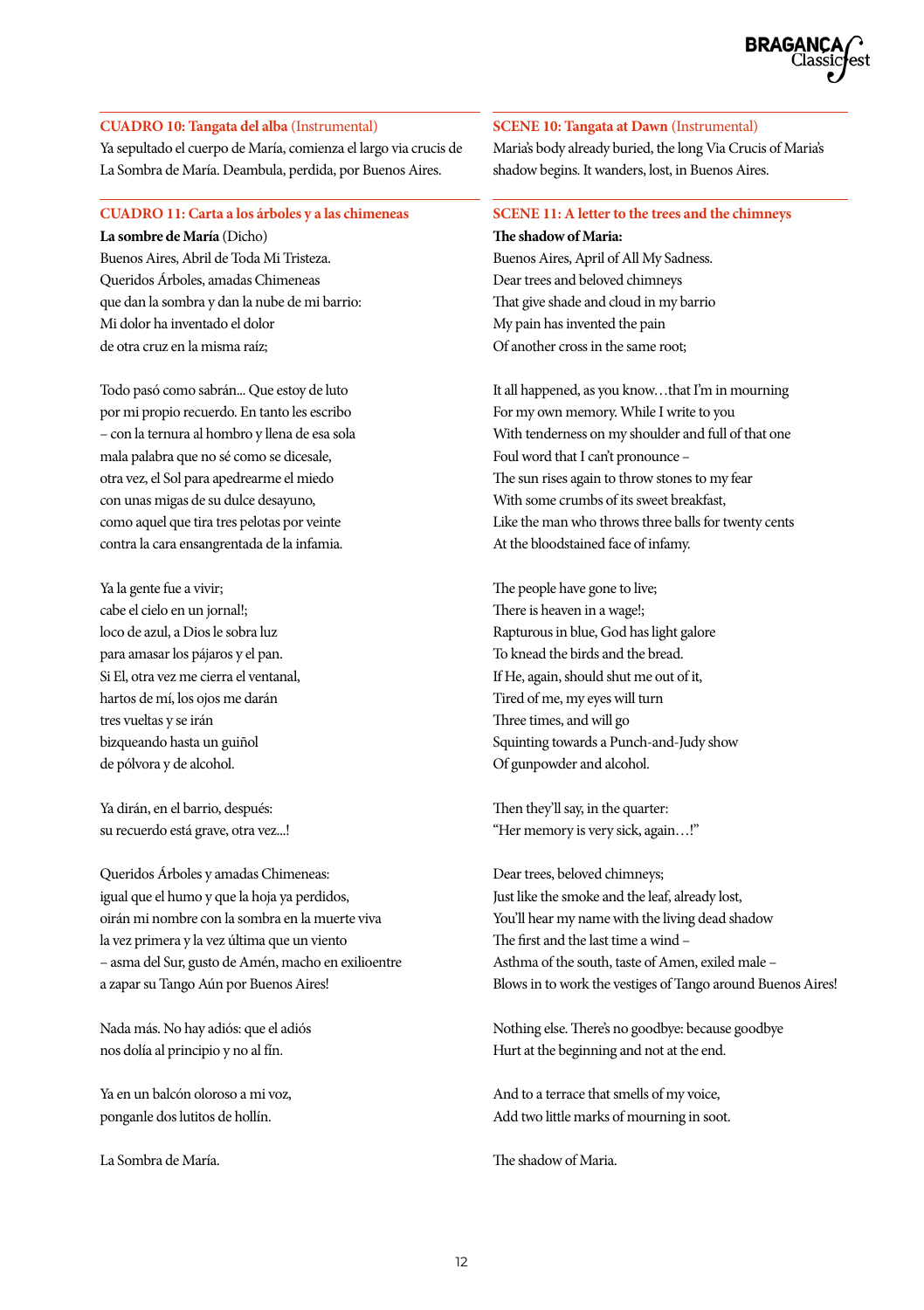## CUADRO 10: Tangata del alba (Instrumental)

Ya sepultado el cuerpo de María, comienza el largo via crucis de La Sombra de María. Deambula, perdida, por Buenos Aires.

## CUADRO 11: Carta a los árboles y a las chimeneas

**La sombre de María** (Dicho)
Buenos Aires, Abril de Toda Mi Tristeza.
Queridos Árboles, amadas Chimeneas
que dan la sombra y dan la nube de mi barrio:
Mi dolor ha inventado el dolor
de otra cruz en la misma raíz;

Todo pasó como sabrán... Que estoy de luto
por mi propio recuerdo. En tanto les escribo
– con la ternura al hombro y llena de esa sola
mala palabra que no sé como se dicesale,
otra vez, el Sol para apedrearme el miedo
con unas migas de su dulce desayuno,
como aquel que tira tres pelotas por veinte
contra la cara ensangrentada de la infamia.

Ya la gente fue a vivir;
cabe el cielo en un jornal!;
loco de azul, a Dios le sobra luz
para amasar los pájaros y el pan.
Si El, otra vez me cierra el ventanal,
hartos de mí, los ojos me darán
tres vueltas y se irán
bizqueando hasta un guiñol
de pólvora y de alcohol.

Ya dirán, en el barrio, después:
su recuerdo está grave, otra vez...!

Queridos Árboles y amadas Chimeneas:
igual que el humo y que la hoja ya perdidos,
oirán mi nombre con la sombra en la muerte viva
la vez primera y la vez última que un viento
– asma del Sur, gusto de Amén, macho en exilioentre
a zapar su Tango Aún por Buenos Aires!

Nada más. No hay adiós: que el adiós
nos dolía al principio y no al fín.

Ya en un balcón oloroso a mi voz,
ponganle dos lutitos de hollín.

La Sombra de María.

## SCENE 10: Tangata at Dawn (Instrumental)

Maria's body already buried, the long Via Crucis of Maria's shadow begins. It wanders, lost, in Buenos Aires.

## SCENE 11: A letter to the trees and the chimneys

**The shadow of Maria:**
Buenos Aires, April of All My Sadness.
Dear trees and beloved chimneys
That give shade and cloud in my barrio
My pain has invented the pain
Of another cross in the same root;

It all happened, as you know…that I'm in mourning
For my own memory. While I write to you
With tenderness on my shoulder and full of that one
Foul word that I can't pronounce –
The sun rises again to throw stones to my fear
With some crumbs of its sweet breakfast,
Like the man who throws three balls for twenty cents
At the bloodstained face of infamy.

The people have gone to live;
There is heaven in a wage!;
Rapturous in blue, God has light galore
To knead the birds and the bread.
If He, again, should shut me out of it,
Tired of me, my eyes will turn
Three times, and will go
Squinting towards a Punch-and-Judy show
Of gunpowder and alcohol.

Then they'll say, in the quarter:
"Her memory is very sick, again…!"

Dear trees, beloved chimneys;
Just like the smoke and the leaf, already lost,
You'll hear my name with the living dead shadow
The first and the last time a wind –
Asthma of the south, taste of Amen, exiled male –
Blows in to work the vestiges of Tango around Buenos Aires!

Nothing else. There's no goodbye: because goodbye
Hurt at the beginning and not at the end.

And to a terrace that smells of my voice,
Add two little marks of mourning in soot.

The shadow of Maria.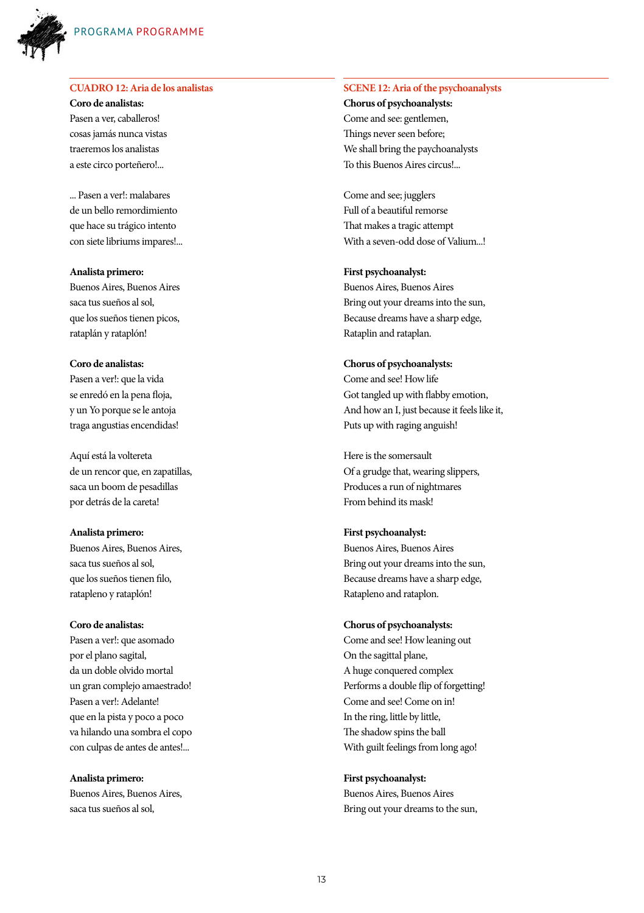## CUADRO 12: Aria de los analistas

**Coro de analistas:**
Pasen a ver, caballeros!
cosas jamás nunca vistas
traeremos los analistas
a este circo porteñero!...

... Pasen a ver!: malabares
de un bello remordimiento
que hace su trágico intento
con siete libriums impares!...

**Analista primero:**
Buenos Aires, Buenos Aires
saca tus sueños al sol,
que los sueños tienen picos,
rataplán y rataplón!

**Coro de analistas:**
Pasen a ver!: que la vida
se enredó en la pena floja,
y un Yo porque se le antoja
traga angustias encendidas!

Aquí está la voltereta
de un rencor que, en zapatillas,
saca un boom de pesadillas
por detrás de la careta!

**Analista primero:**
Buenos Aires, Buenos Aires,
saca tus sueños al sol,
que los sueños tienen filo,
ratapleno y rataplón!

**Coro de analistas:**
Pasen a ver!: que asomado
por el plano sagital,
da un doble olvido mortal
un gran complejo amaestrado!
Pasen a ver!: Adelante!
que en la pista y poco a poco
va hilando una sombra el copo
con culpas de antes de antes!...

**Analista primero:**
Buenos Aires, Buenos Aires,
saca tus sueños al sol,

## SCENE 12: Aria of the psychoanalysts

**Chorus of psychoanalysts:**
Come and see: gentlemen,
Things never seen before;
We shall bring the paychoanalysts
To this Buenos Aires circus!...

Come and see; jugglers
Full of a beautiful remorse
That makes a tragic attempt
With a seven-odd dose of Valium...!

**First psychoanalyst:**
Buenos Aires, Buenos Aires
Bring out your dreams into the sun,
Because dreams have a sharp edge,
Rataplin and rataplan.

**Chorus of psychoanalysts:**
Come and see! How life
Got tangled up with flabby emotion,
And how an I, just because it feels like it,
Puts up with raging anguish!

Here is the somersault
Of a grudge that, wearing slippers,
Produces a run of nightmares
From behind its mask!

**First psychoanalyst:**
Buenos Aires, Buenos Aires
Bring out your dreams into the sun,
Because dreams have a sharp edge,
Ratapleno and rataplon.

**Chorus of psychoanalysts:**
Come and see! How leaning out
On the sagittal plane,
A huge conquered complex
Performs a double flip of forgetting!
Come and see! Come on in!
In the ring, little by little,
The shadow spins the ball
With guilt feelings from long ago!

**First psychoanalyst:**
Buenos Aires, Buenos Aires
Bring out your dreams to the sun,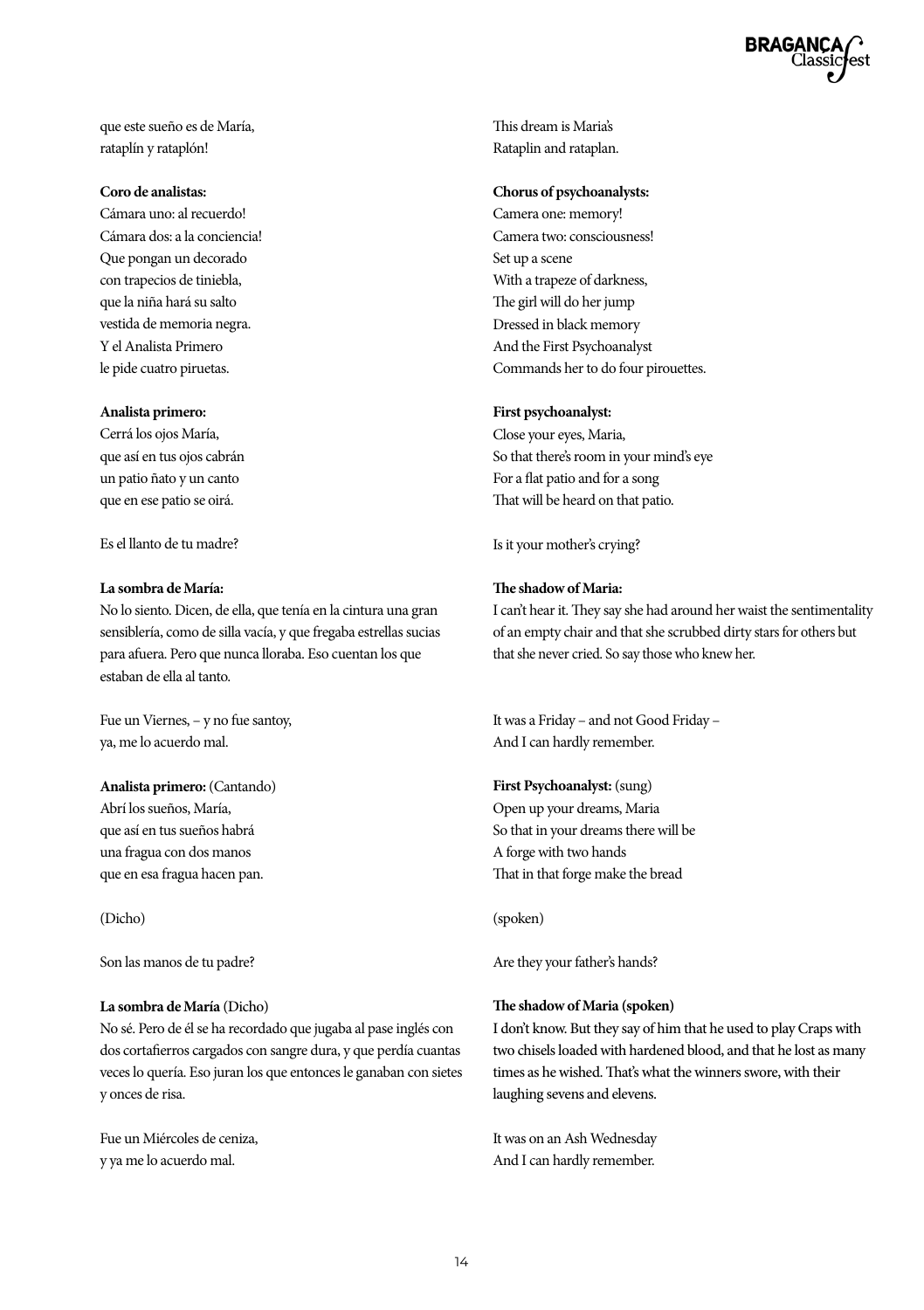que este sueño es de María,
rataplín y rataplón!

**Coro de analistas:**
Cámara uno: al recuerdo!
Cámara dos: a la conciencia!
Que pongan un decorado
con trapecios de tiniebla,
que la niña hará su salto
vestida de memoria negra.
Y el Analista Primero
le pide cuatro piruetas.

**Analista primero:**
Cerrá los ojos María,
que así en tus ojos cabrán
un patio ñato y un canto
que en ese patio se oirá.

Es el llanto de tu madre?

**La sombra de María:**
No lo siento. Dicen, de ella, que tenía en la cintura una gran sensiblería, como de silla vacía, y que fregaba estrellas sucias para afuera. Pero que nunca lloraba. Eso cuentan los que estaban de ella al tanto.

Fue un Viernes, – y no fue santoy,
ya, me lo acuerdo mal.

**Analista primero:** (Cantando)
Abrí los sueños, María,
que así en tus sueños habrá
una fragua con dos manos
que en esa fragua hacen pan.

(Dicho)

Son las manos de tu padre?

**La sombra de María** (Dicho)
No sé. Pero de él se ha recordado que jugaba al pase inglés con dos cortafierros cargados con sangre dura, y que perdía cuantas veces lo quería. Eso juran los que entonces le ganaban con sietes y onces de risa.

Fue un Miércoles de ceniza,
y ya me lo acuerdo mal.

This dream is Maria's
Rataplin and rataplan.

**Chorus of psychoanalysts:**
Camera one: memory!
Camera two: consciousness!
Set up a scene
With a trapeze of darkness,
The girl will do her jump
Dressed in black memory
And the First Psychoanalyst
Commands her to do four pirouettes.

**First psychoanalyst:**
Close your eyes, Maria,
So that there's room in your mind's eye
For a flat patio and for a song
That will be heard on that patio.

Is it your mother's crying?

**The shadow of Maria:**
I can't hear it. They say she had around her waist the sentimentality of an empty chair and that she scrubbed dirty stars for others but that she never cried. So say those who knew her.

It was a Friday – and not Good Friday –
And I can hardly remember.

**First Psychoanalyst:** (sung)
Open up your dreams, Maria
So that in your dreams there will be
A forge with two hands
That in that forge make the bread

(spoken)

Are they your father's hands?

**The shadow of Maria (spoken)**
I don't know. But they say of him that he used to play Craps with two chisels loaded with hardened blood, and that he lost as many times as he wished. That's what the winners swore, with their laughing sevens and elevens.

It was on an Ash Wednesday
And I can hardly remember.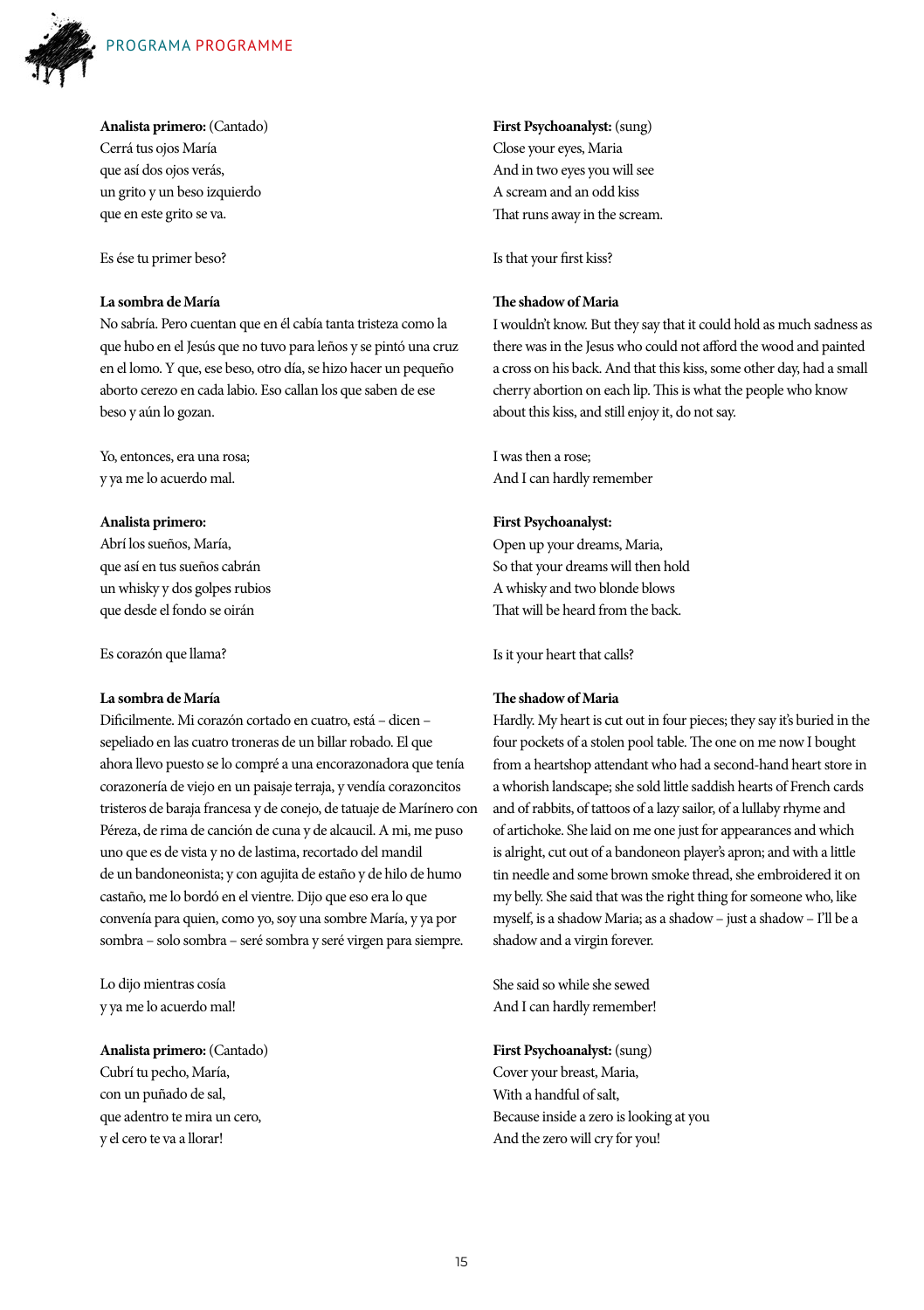**Analista primero:** (Cantado)
Cerrá tus ojos María
que así dos ojos verás,
un grito y un beso izquierdo
que en este grito se va.

Es ése tu primer beso?

**La sombra de María**
No sabría. Pero cuentan que en él cabía tanta tristeza como la que hubo en el Jesús que no tuvo para leños y se pintó una cruz en el lomo. Y que, ese beso, otro día, se hizo hacer un pequeño aborto cerezo en cada labio. Eso callan los que saben de ese beso y aún lo gozan.

Yo, entonces, era una rosa;
y ya me lo acuerdo mal.

**Analista primero:**
Abrí los sueños, María,
que así en tus sueños cabrán
un whisky y dos golpes rubios
que desde el fondo se oirán

Es corazón que llama?

**La sombra de María**
Dificilmente. Mi corazón cortado en cuatro, está – dicen – sepeliado en las cuatro troneras de un billar robado. El que ahora llevo puesto se lo compré a una encorazonadora que tenía corazonería de viejo en un paisaje terraja, y vendía corazoncitos tristeros de baraja francesa y de conejo, de tatuaje de Marínero con Péreza, de rima de canción de cuna y de alcaucil. A mi, me puso uno que es de vista y no de lastima, recortado del mandil de un bandoneonista; y con agujita de estaño y de hilo de humo castaño, me lo bordó en el vientre. Dijo que eso era lo que convenía para quien, como yo, soy una sombre María, y ya por sombra – solo sombra – seré sombra y seré virgen para siempre.

Lo dijo mientras cosía
y ya me lo acuerdo mal!

**Analista primero:** (Cantado)
Cubrí tu pecho, María,
con un puñado de sal,
que adentro te mira un cero,
y el cero te va a llorar!

**First Psychoanalyst:** (sung)
Close your eyes, Maria
And in two eyes you will see
A scream and an odd kiss
That runs away in the scream.

Is that your first kiss?

**The shadow of Maria**
I wouldn't know. But they say that it could hold as much sadness as there was in the Jesus who could not afford the wood and painted a cross on his back. And that this kiss, some other day, had a small cherry abortion on each lip. This is what the people who know about this kiss, and still enjoy it, do not say.

I was then a rose;
And I can hardly remember

**First Psychoanalyst:**
Open up your dreams, Maria,
So that your dreams will then hold
A whisky and two blonde blows
That will be heard from the back.

Is it your heart that calls?

**The shadow of Maria**
Hardly. My heart is cut out in four pieces; they say it's buried in the four pockets of a stolen pool table. The one on me now I bought from a heartshop attendant who had a second-hand heart store in a whorish landscape; she sold little saddish hearts of French cards and of rabbits, of tattoos of a lazy sailor, of a lullaby rhyme and of artichoke. She laid on me one just for appearances and which is alright, cut out of a bandoneon player's apron; and with a little tin needle and some brown smoke thread, she embroidered it on my belly. She said that was the right thing for someone who, like myself, is a shadow Maria; as a shadow – just a shadow – I'll be a shadow and a virgin forever.

She said so while she sewed
And I can hardly remember!

**First Psychoanalyst:** (sung)
Cover your breast, Maria,
With a handful of salt,
Because inside a zero is looking at you
And the zero will cry for you!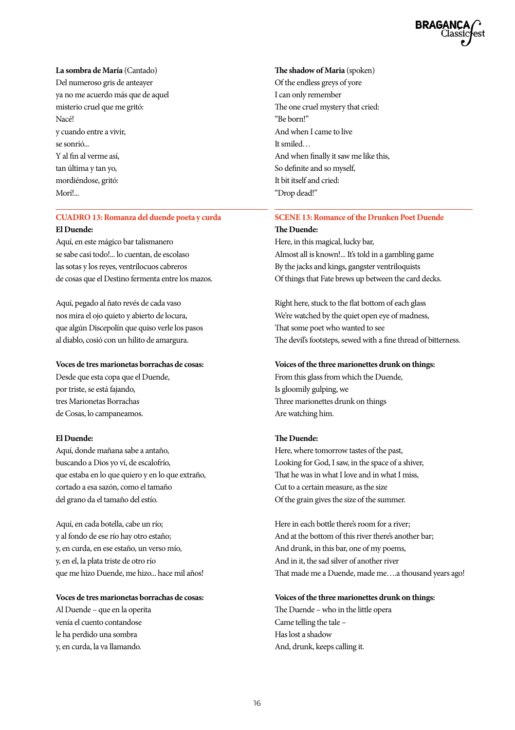**La sombra de María** (Cantado)
Del numeroso gris de anteayer
ya no me acuerdo más que de aquel
misterio cruel que me gritó:
Nacé!
y cuando entre a vivir,
se sonrió...
Y al fin al verme así,
tan última y tan yo,
mordiéndose, gritó:
Morí!...

**The shadow of Maria** (spoken)
Of the endless greys of yore
I can only remember
The one cruel mystery that cried:
"Be born!"
And when I came to live
It smiled…
And when finally it saw me like this,
So definite and so myself,
It bit itself and cried:
"Drop dead!"

## CUADRO 13: Romanza del duende poeta y curda

**El Duende:**
Aquí, en este mágico bar talismanero
se sabe casi todo!... lo cuentan, de escolaso
las sotas y los reyes, ventrílocuos cabreros
de cosas que el Destino fermenta entre los mazos.

Aquí, pegado al ñato revés de cada vaso
nos mira el ojo quieto y abierto de locura,
que algún Discepolín que quiso verle los pasos
al diablo, cosió con un hilito de amargura.

**Voces de tres marionetas borrachas de cosas:**
Desde que esta copa que el Duende,
por triste, se está fajando,
tres Marionetas Borrachas
de Cosas, lo campaneamos.

**El Duende:**
Aquí, donde mañana sabe a antaño,
buscando a Dios yo ví, de escalofrío,
que estaba en lo que quiero y en lo que extraño,
cortado a esa sazón, como el tamaño
del grano da el tamaño del estío.

Aquí, en cada botella, cabe un río;
y al fondo de ese río hay otro estaño;
y, en curda, en ese estaño, un verso mío,
y, en el, la plata triste de otro río
que me hizo Duende, me hizo... hace mil años!

**Voces de tres marionetas borrachas de cosas:**
Al Duende – que en la operita
venía el cuento contandose
le ha perdido una sombra
y, en curda, la va llamando.

## SCENE 13: Romance of the Drunken Poet Duende

**The Duende:**
Here, in this magical, lucky bar,
Almost all is known!... It's told in a gambling game
By the jacks and kings, gangster ventriloquists
Of things that Fate brews up between the card decks.

Right here, stuck to the flat bottom of each glass
We're watched by the quiet open eye of madness,
That some poet who wanted to see
The devil's footsteps, sewed with a fine thread of bitterness.

**Voices of the three marionettes drunk on things:**
From this glass from which the Duende,
Is gloomily gulping, we
Three marionettes drunk on things
Are watching him.

**The Duende:**
Here, where tomorrow tastes of the past,
Looking for God, I saw, in the space of a shiver,
That he was in what I love and in what I miss,
Cut to a certain measure, as the size
Of the grain gives the size of the summer.

Here in each bottle there's room for a river;
And at the bottom of this river there's another bar;
And drunk, in this bar, one of my poems,
And in it, the sad silver of another river
That made me a Duende, made me….a thousand years ago!

**Voices of the three marionettes drunk on things:**
The Duende – who in the little opera
Came telling the tale –
Has lost a shadow
And, drunk, keeps calling it.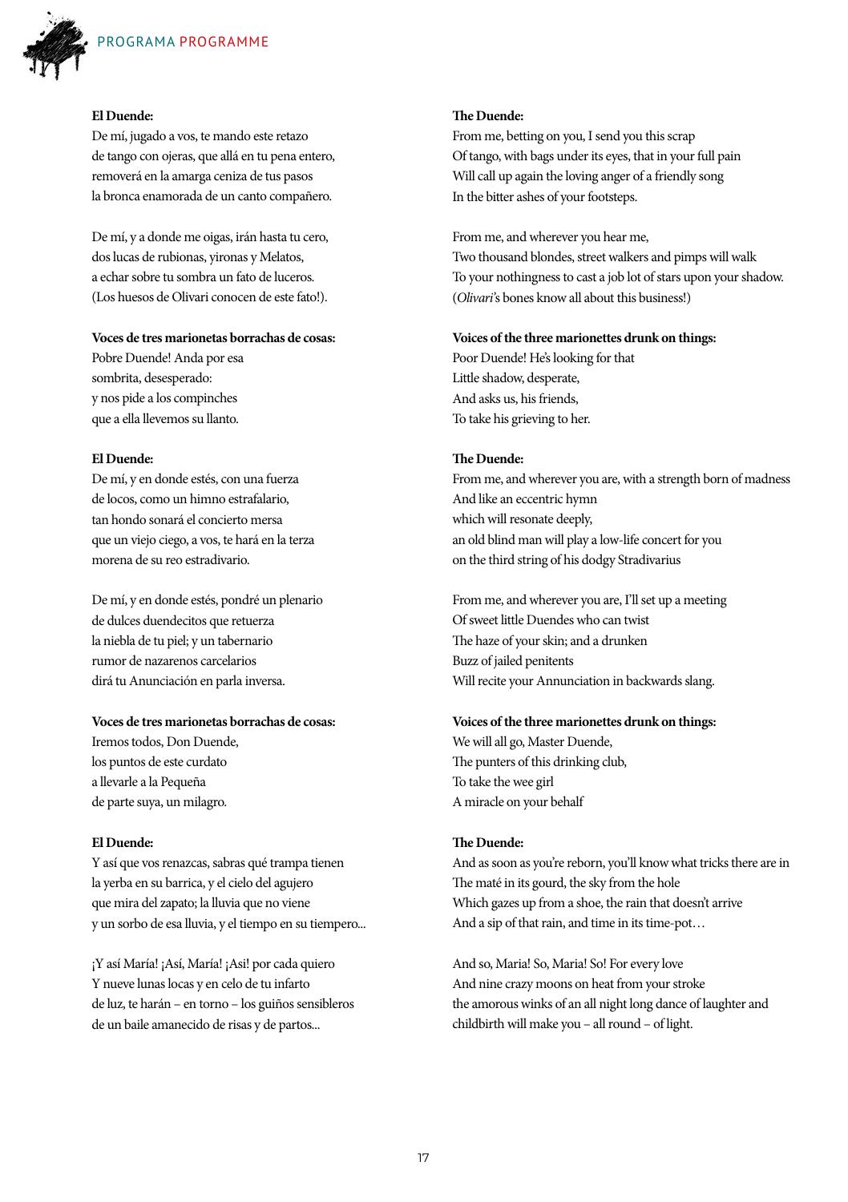**El Duende:**
De mí, jugado a vos, te mando este retazo
de tango con ojeras, que allá en tu pena entero,
removerá en la amarga ceniza de tus pasos
la bronca enamorada de un canto compañero.

De mí, y a donde me oigas, irán hasta tu cero,
dos lucas de rubionas, yironas y Melatos,
a echar sobre tu sombra un fato de luceros.
(Los huesos de Olivari conocen de este fato!).

**Voces de tres marionetas borrachas de cosas:**
Pobre Duende! Anda por esa
sombrita, desesperado:
y nos pide a los compinches
que a ella llevemos su llanto.

**El Duende:**
De mí, y en donde estés, con una fuerza
de locos, como un himno estrafalario,
tan hondo sonará el concierto mersa
que un viejo ciego, a vos, te hará en la terza
morena de su reo estradivario.

De mí, y en donde estés, pondré un plenario
de dulces duendecitos que retuerza
la niebla de tu piel; y un tabernario
rumor de nazarenos carcelarios
dirá tu Anunciación en parla inversa.

**Voces de tres marionetas borrachas de cosas:**
Iremos todos, Don Duende,
los puntos de este curdato
a llevarle a la Pequeña
de parte suya, un milagro.

**El Duende:**
Y así que vos renazcas, sabras qué trampa tienen
la yerba en su barrica, y el cielo del agujero
que mira del zapato; la lluvia que no viene
y un sorbo de esa lluvia, y el tiempo en su tiempero...

¡Y así María! ¡Así, María! ¡Asi! por cada quiero
Y nueve lunas locas y en celo de tu infarto
de luz, te harán – en torno – los guiños sensibleros
de un baile amanecido de risas y de partos...

**The Duende:**
From me, betting on you, I send you this scrap
Of tango, with bags under its eyes, that in your full pain
Will call up again the loving anger of a friendly song
In the bitter ashes of your footsteps.

From me, and wherever you hear me,
Two thousand blondes, street walkers and pimps will walk
To your nothingness to cast a job lot of stars upon your shadow.
(*Olivari*'s bones know all about this business!)

**Voices of the three marionettes drunk on things:**
Poor Duende! He's looking for that
Little shadow, desperate,
And asks us, his friends,
To take his grieving to her.

**The Duende:**
From me, and wherever you are, with a strength born of madness
And like an eccentric hymn
which will resonate deeply,
an old blind man will play a low-life concert for you
on the third string of his dodgy Stradivarius

From me, and wherever you are, I'll set up a meeting
Of sweet little Duendes who can twist
The haze of your skin; and a drunken
Buzz of jailed penitents
Will recite your Annunciation in backwards slang.

**Voices of the three marionettes drunk on things:**
We will all go, Master Duende,
The punters of this drinking club,
To take the wee girl
A miracle on your behalf

**The Duende:**
And as soon as you're reborn, you'll know what tricks there are in
The maté in its gourd, the sky from the hole
Which gazes up from a shoe, the rain that doesn't arrive
And a sip of that rain, and time in its time-pot…

And so, Maria! So, Maria! So! For every love
And nine crazy moons on heat from your stroke
the amorous winks of an all night long dance of laughter and
childbirth will make you – all round – of light.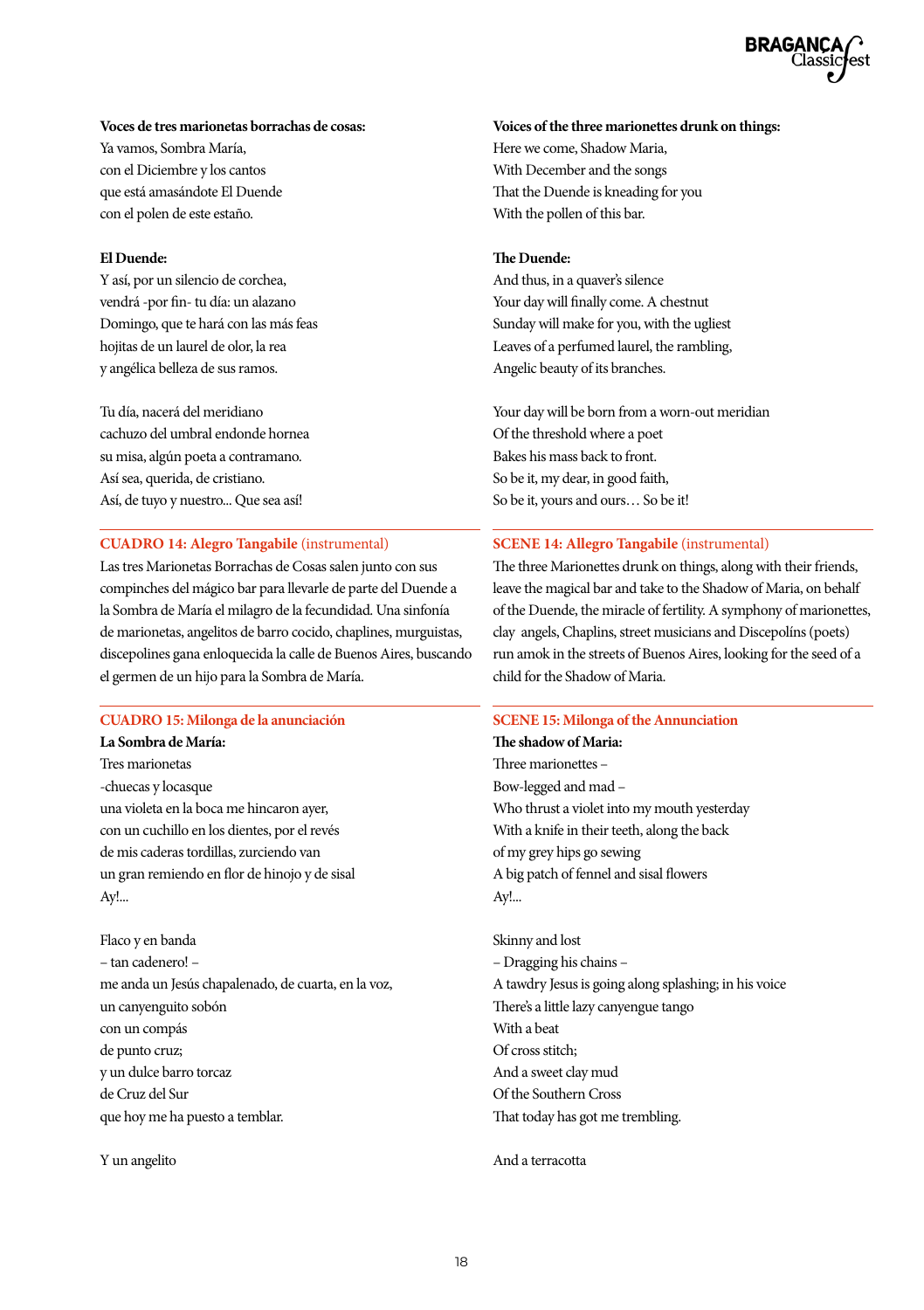**Voces de tres marionetas borrachas de cosas:**
Ya vamos, Sombra María,
con el Diciembre y los cantos
que está amasándote El Duende
con el polen de este estaño.

**El Duende:**
Y así, por un silencio de corchea,
vendrá -por fin- tu día: un alazano
Domingo, que te hará con las más feas
hojitas de un laurel de olor, la rea
y angélica belleza de sus ramos.

Tu día, nacerá del meridiano
cachuzo del umbral endonde hornea
su misa, algún poeta a contramano.
Así sea, querida, de cristiano.
Así, de tuyo y nuestro... Que sea así!

## CUADRO 14: Alegro Tangabile (instrumental)

Las tres Marionetas Borrachas de Cosas salen junto con sus compinches del mágico bar para llevarle de parte del Duende a la Sombra de María el milagro de la fecundidad. Una sinfonía de marionetas, angelitos de barro cocido, chaplines, murguistas, discepolines gana enloquecida la calle de Buenos Aires, buscando el germen de un hijo para la Sombra de María.

## CUADRO 15: Milonga de la anunciación

**La Sombra de María:**
Tres marionetas
-chuecas y locasque
una violeta en la boca me hincaron ayer,
con un cuchillo en los dientes, por el revés
de mis caderas tordillas, zurciendo van
un gran remiendo en flor de hinojo y de sisal
Ay!...

Flaco y en banda
– tan cadenero! –
me anda un Jesús chapalenado, de cuarta, en la voz,
un canyenguito sobón
con un compás
de punto cruz;
y un dulce barro torcaz
de Cruz del Sur
que hoy me ha puesto a temblar.

Y un angelito

**Voices of the three marionettes drunk on things:**
Here we come, Shadow Maria,
With December and the songs
That the Duende is kneading for you
With the pollen of this bar.

**The Duende:**
And thus, in a quaver's silence
Your day will finally come. A chestnut
Sunday will make for you, with the ugliest
Leaves of a perfumed laurel, the rambling,
Angelic beauty of its branches.

Your day will be born from a worn-out meridian
Of the threshold where a poet
Bakes his mass back to front.
So be it, my dear, in good faith,
So be it, yours and ours… So be it!

## SCENE 14: Allegro Tangabile (instrumental)

The three Marionettes drunk on things, along with their friends, leave the magical bar and take to the Shadow of Maria, on behalf of the Duende, the miracle of fertility. A symphony of marionettes, clay angels, Chaplins, street musicians and Discepolíns (poets) run amok in the streets of Buenos Aires, looking for the seed of a child for the Shadow of Maria.

## SCENE 15: Milonga of the Annunciation

**The shadow of Maria:**
Three marionettes –
Bow-legged and mad –
Who thrust a violet into my mouth yesterday
With a knife in their teeth, along the back
of my grey hips go sewing
A big patch of fennel and sisal flowers
Ay!...

Skinny and lost
– Dragging his chains –
A tawdry Jesus is going along splashing; in his voice
There's a little lazy canyengue tango
With a beat
Of cross stitch;
And a sweet clay mud
Of the Southern Cross
That today has got me trembling.

And a terracotta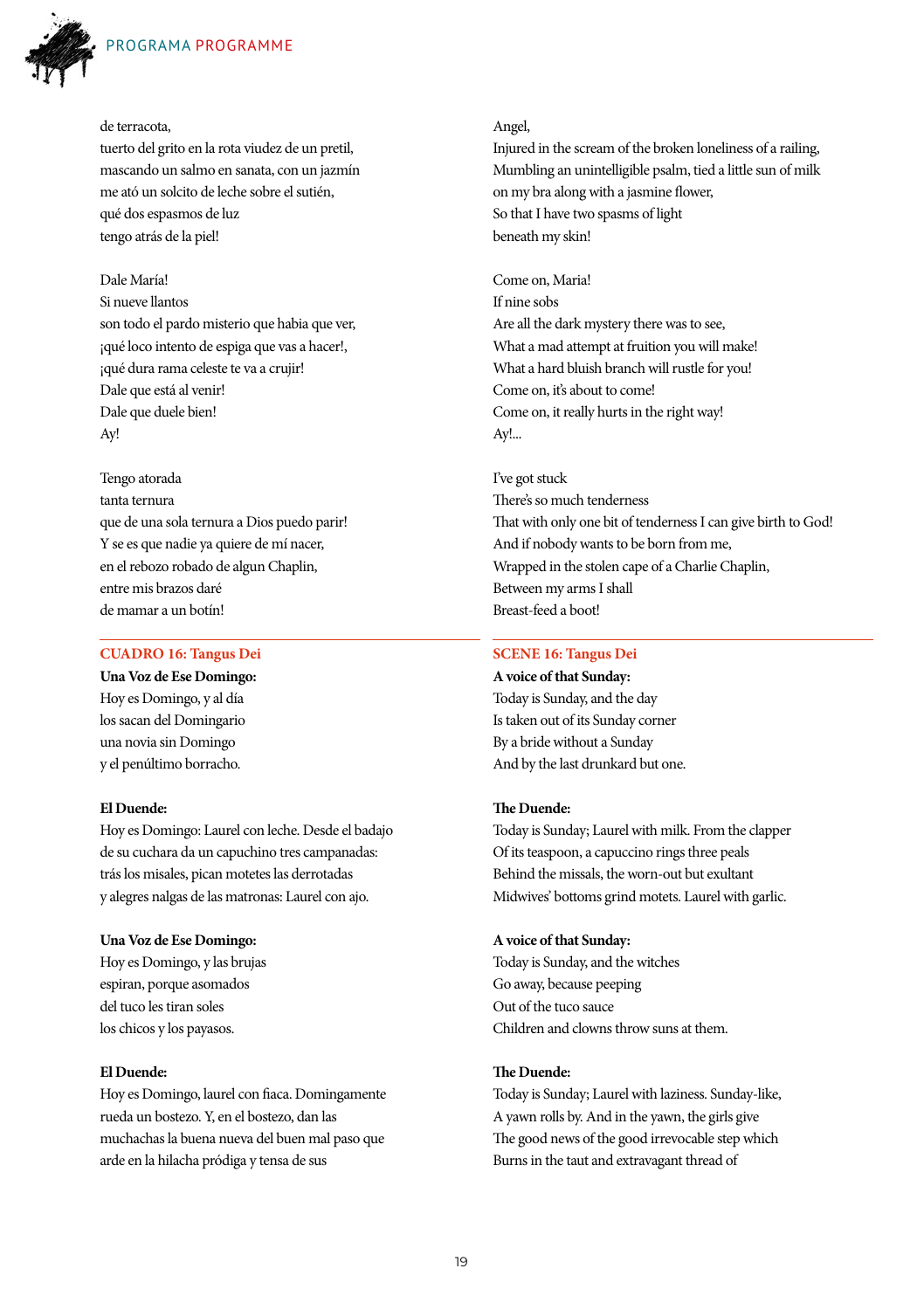de terracota,
tuerto del grito en la rota viudez de un pretil,
mascando un salmo en sanata, con un jazmín
me ató un solcito de leche sobre el sutién,
qué dos espasmos de luz
tengo atrás de la piel!

Dale María!
Si nueve llantos
son todo el pardo misterio que habia que ver,
¡qué loco intento de espiga que vas a hacer!,
¡qué dura rama celeste te va a crujir!
Dale que está al venir!
Dale que duele bien!
Ay!

Tengo atorada
tanta ternura
que de una sola ternura a Dios puedo parir!
Y se es que nadie ya quiere de mí nacer,
en el rebozo robado de algun Chaplin,
entre mis brazos daré
de mamar a un botín!

Angel,
Injured in the scream of the broken loneliness of a railing,
Mumbling an unintelligible psalm, tied a little sun of milk
on my bra along with a jasmine flower,
So that I have two spasms of light
beneath my skin!

Come on, Maria!
If nine sobs
Are all the dark mystery there was to see,
What a mad attempt at fruition you will make!
What a hard bluish branch will rustle for you!
Come on, it's about to come!
Come on, it really hurts in the right way!
Ay!...

I've got stuck
There's so much tenderness
That with only one bit of tenderness I can give birth to God!
And if nobody wants to be born from me,
Wrapped in the stolen cape of a Charlie Chaplin,
Between my arms I shall
Breast-feed a boot!

## CUADRO 16: Tangus Dei

**Una Voz de Ese Domingo:**
Hoy es Domingo, y al día
los sacan del Domingario
una novia sin Domingo
y el penúltimo borracho.

**El Duende:**
Hoy es Domingo: Laurel con leche. Desde el badajo
de su cuchara da un capuchino tres campanadas:
trás los misales, pican motetes las derrotadas
y alegres nalgas de las matronas: Laurel con ajo.

**Una Voz de Ese Domingo:**
Hoy es Domingo, y las brujas
espiran, porque asomados
del tuco les tiran soles
los chicos y los payasos.

**El Duende:**
Hoy es Domingo, laurel con fiaca. Domingamente
rueda un bostezo. Y, en el bostezo, dan las
muchachas la buena nueva del buen mal paso que
arde en la hilacha pródiga y tensa de sus

## SCENE 16: Tangus Dei

**A voice of that Sunday:**
Today is Sunday, and the day
Is taken out of its Sunday corner
By a bride without a Sunday
And by the last drunkard but one.

**The Duende:**
Today is Sunday; Laurel with milk. From the clapper
Of its teaspoon, a capuccino rings three peals
Behind the missals, the worn-out but exultant
Midwives' bottoms grind motets. Laurel with garlic.

**A voice of that Sunday:**
Today is Sunday, and the witches
Go away, because peeping
Out of the tuco sauce
Children and clowns throw suns at them.

**The Duende:**
Today is Sunday; Laurel with laziness. Sunday-like,
A yawn rolls by. And in the yawn, the girls give
The good news of the good irrevocable step which
Burns in the taut and extravagant thread of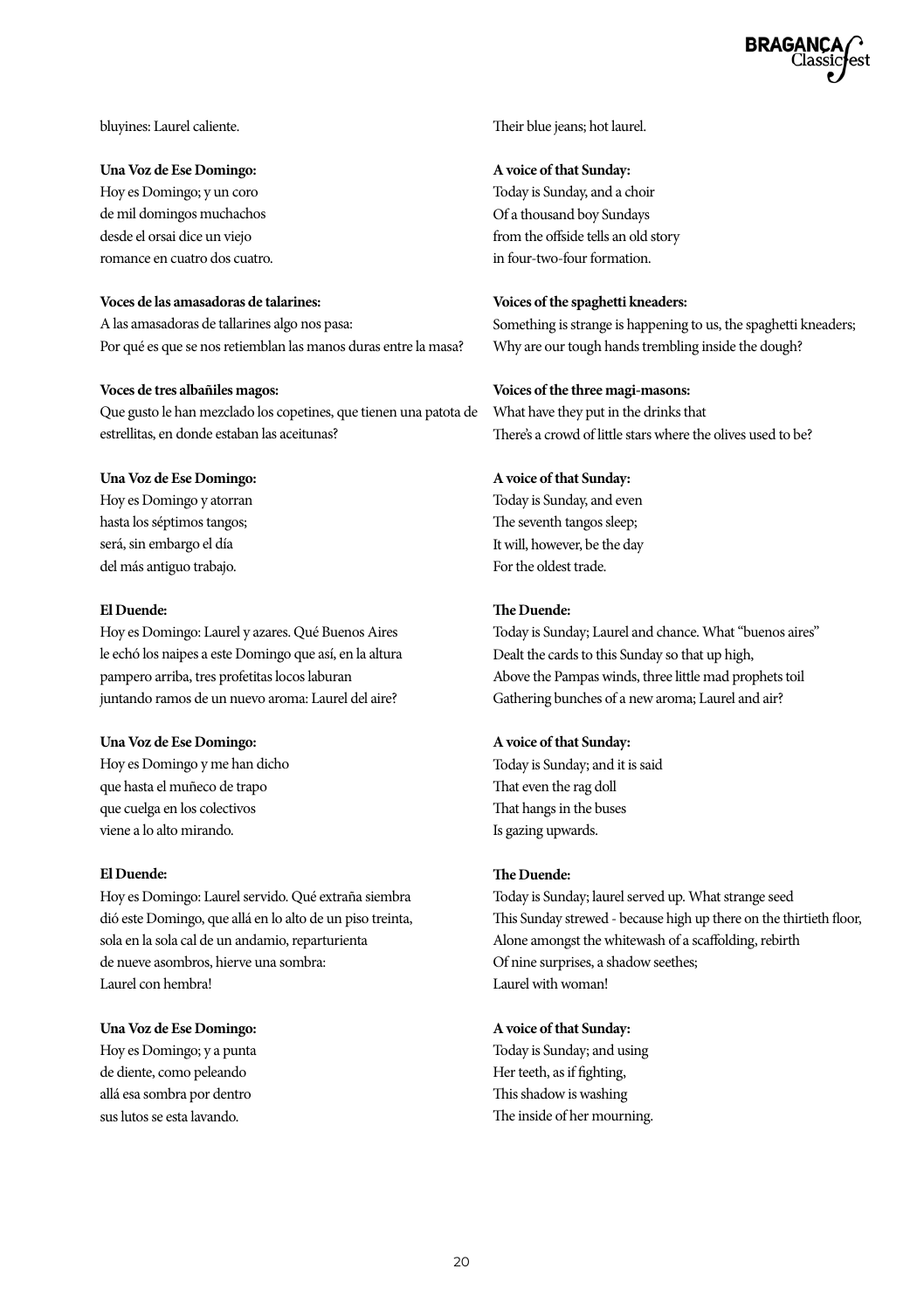bluyines: Laurel caliente.

**Una Voz de Ese Domingo:**
Hoy es Domingo; y un coro
de mil domingos muchachos
desde el orsai dice un viejo
romance en cuatro dos cuatro.

**Voces de las amasadoras de talarines:**
A las amasadoras de tallarines algo nos pasa:
Por qué es que se nos retiemblan las manos duras entre la masa?

**Voces de tres albañiles magos:**
Que gusto le han mezclado los copetines, que tienen una patota de estrellitas, en donde estaban las aceitunas?

**Una Voz de Ese Domingo:**
Hoy es Domingo y atorran
hasta los séptimos tangos;
será, sin embargo el día
del más antiguo trabajo.

**El Duende:**
Hoy es Domingo: Laurel y azares. Qué Buenos Aires
le echó los naipes a este Domingo que así, en la altura
pampero arriba, tres profetitas locos laburan
juntando ramos de un nuevo aroma: Laurel del aire?

**Una Voz de Ese Domingo:**
Hoy es Domingo y me han dicho
que hasta el muñeco de trapo
que cuelga en los colectivos
viene a lo alto mirando.

**El Duende:**
Hoy es Domingo: Laurel servido. Qué extraña siembra
dió este Domingo, que allá en lo alto de un piso treinta,
sola en la sola cal de un andamio, reparturienta
de nueve asombros, hierve una sombra:
Laurel con hembra!

**Una Voz de Ese Domingo:**
Hoy es Domingo; y a punta
de diente, como peleando
allá esa sombra por dentro
sus lutos se esta lavando.

Their blue jeans; hot laurel.

**A voice of that Sunday:**
Today is Sunday, and a choir
Of a thousand boy Sundays
from the offside tells an old story
in four-two-four formation.

**Voices of the spaghetti kneaders:**
Something is strange is happening to us, the spaghetti kneaders;
Why are our tough hands trembling inside the dough?

**Voices of the three magi-masons:**
What have they put in the drinks that
There's a crowd of little stars where the olives used to be?

**A voice of that Sunday:**
Today is Sunday, and even
The seventh tangos sleep;
It will, however, be the day
For the oldest trade.

**The Duende:**
Today is Sunday; Laurel and chance. What "buenos aires"
Dealt the cards to this Sunday so that up high,
Above the Pampas winds, three little mad prophets toil
Gathering bunches of a new aroma; Laurel and air?

**A voice of that Sunday:**
Today is Sunday; and it is said
That even the rag doll
That hangs in the buses
Is gazing upwards.

**The Duende:**
Today is Sunday; laurel served up. What strange seed
This Sunday strewed - because high up there on the thirtieth floor,
Alone amongst the whitewash of a scaffolding, rebirth
Of nine surprises, a shadow seethes;
Laurel with woman!

**A voice of that Sunday:**
Today is Sunday; and using
Her teeth, as if fighting,
This shadow is washing
The inside of her mourning.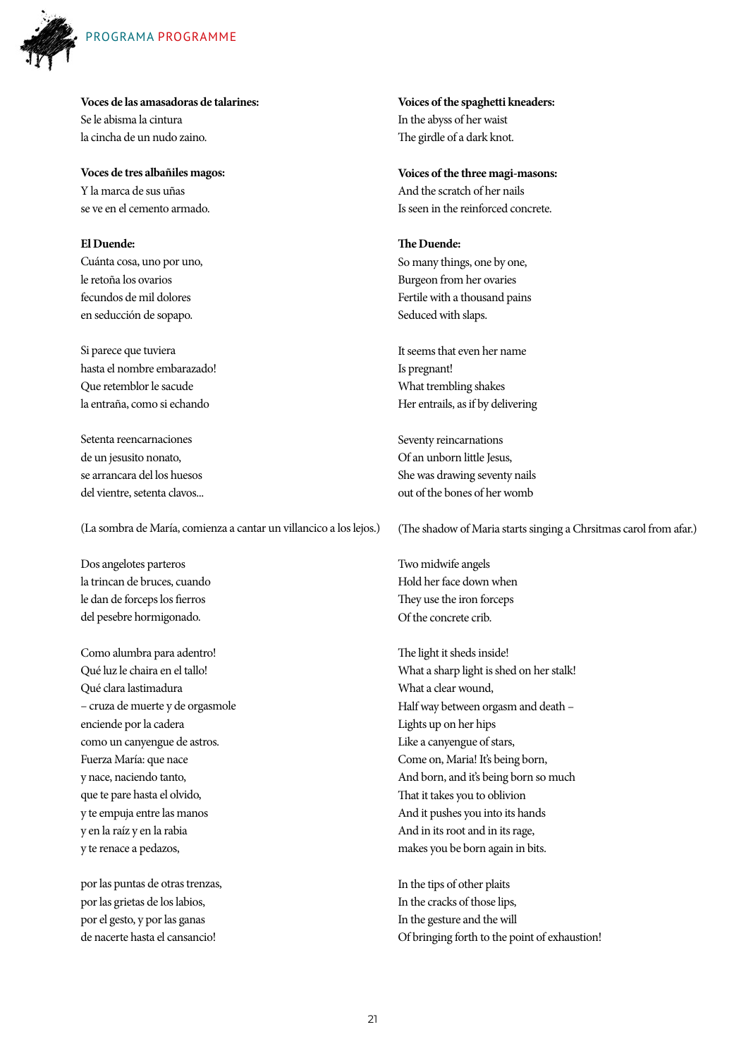**Voces de las amasadoras de talarines:**
Se le abisma la cintura
la cincha de un nudo zaino.

**Voces de tres albañiles magos:**
Y la marca de sus uñas
se ve en el cemento armado.

**El Duende:**
Cuánta cosa, uno por uno,
le retoña los ovarios
fecundos de mil dolores
en seducción de sopapo.

Si parece que tuviera
hasta el nombre embarazado!
Que retemblor le sacude
la entraña, como si echando

Setenta reencarnaciones
de un jesusito nonato,
se arrancara del los huesos
del vientre, setenta clavos...

(La sombra de María, comienza a cantar un villancico a los lejos.)

Dos angelotes parteros
la trincan de bruces, cuando
le dan de forceps los fierros
del pesebre hormigonado.

Como alumbra para adentro!
Qué luz le chaira en el tallo!
Qué clara lastimadura
– cruza de muerte y de orgasmole
enciende por la cadera
como un canyengue de astros.
Fuerza María: que nace
y nace, naciendo tanto,
que te pare hasta el olvido,
y te empuja entre las manos
y en la raíz y en la rabia
y te renace a pedazos,

por las puntas de otras trenzas,
por las grietas de los labios,
por el gesto, y por las ganas
de nacerte hasta el cansancio!

**Voices of the spaghetti kneaders:**
In the abyss of her waist
The girdle of a dark knot.

**Voices of the three magi-masons:**
And the scratch of her nails
Is seen in the reinforced concrete.

**The Duende:**
So many things, one by one,
Burgeon from her ovaries
Fertile with a thousand pains
Seduced with slaps.

It seems that even her name
Is pregnant!
What trembling shakes
Her entrails, as if by delivering

Seventy reincarnations
Of an unborn little Jesus,
She was drawing seventy nails
out of the bones of her womb

(The shadow of Maria starts singing a Chrsitmas carol from afar.)

Two midwife angels
Hold her face down when
They use the iron forceps
Of the concrete crib.

The light it sheds inside!
What a sharp light is shed on her stalk!
What a clear wound,
Half way between orgasm and death –
Lights up on her hips
Like a canyengue of stars,
Come on, Maria! It's being born,
And born, and it's being born so much
That it takes you to oblivion
And it pushes you into its hands
And in its root and in its rage,
makes you be born again in bits.

In the tips of other plaits
In the cracks of those lips,
In the gesture and the will
Of bringing forth to the point of exhaustion!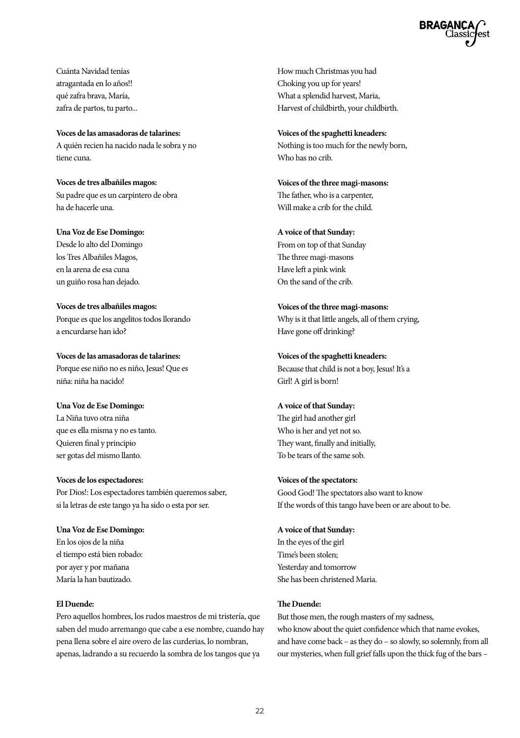Cuánta Navidad tenías
atragantada en lo años!!
qué zafra brava, María,
zafra de partos, tu parto...

**Voces de las amasadoras de talarines:**
A quién recien ha nacido nada le sobra y no tiene cuna.

**Voces de tres albañiles magos:**
Su padre que es un carpintero de obra
ha de hacerle una.

**Una Voz de Ese Domingo:**
Desde lo alto del Domingo
los Tres Albañiles Magos,
en la arena de esa cuna
un guiño rosa han dejado.

**Voces de tres albañiles magos:**
Porque es que los angelitos todos llorando
a encurdarse han ido?

**Voces de las amasadoras de talarines:**
Porque ese niño no es niño, Jesus! Que es niña: niña ha nacido!

**Una Voz de Ese Domingo:**
La Niña tuvo otra niña
que es ella misma y no es tanto.
Quieren final y principio
ser gotas del mismo llanto.

**Voces de los espectadores:**
Por Dios!: Los espectadores también queremos saber,
si la letras de este tango ya ha sido o esta por ser.

**Una Voz de Ese Domingo:**
En los ojos de la niña
el tiempo está bien robado:
por ayer y por mañana
María la han bautizado.

**El Duende:**
Pero aquellos hombres, los rudos maestros de mi tristería, que saben del mudo arremango que cabe a ese nombre, cuando hay pena llena sobre el aire overo de las curderias, lo nombran, apenas, ladrando a su recuerdo la sombra de los tangos que ya

How much Christmas you had
Choking you up for years!
What a splendid harvest, Maria,
Harvest of childbirth, your childbirth.

**Voices of the spaghetti kneaders:**
Nothing is too much for the newly born,
Who has no crib.

**Voices of the three magi-masons:**
The father, who is a carpenter,
Will make a crib for the child.

**A voice of that Sunday:**
From on top of that Sunday
The three magi-masons
Have left a pink wink
On the sand of the crib.

**Voices of the three magi-masons:**
Why is it that little angels, all of them crying,
Have gone off drinking?

**Voices of the spaghetti kneaders:**
Because that child is not a boy, Jesus! It's a Girl! A girl is born!

**A voice of that Sunday:**
The girl had another girl
Who is her and yet not so.
They want, finally and initially,
To be tears of the same sob.

**Voices of the spectators:**
Good God! The spectators also want to know
If the words of this tango have been or are about to be.

**A voice of that Sunday:**
In the eyes of the girl
Time's been stolen;
Yesterday and tomorrow
She has been christened Maria.

**The Duende:**
But those men, the rough masters of my sadness,
who know about the quiet confidence which that name evokes,
and have come back – as they do – so slowly, so solemnly, from all our mysteries, when full grief falls upon the thick fug of the bars –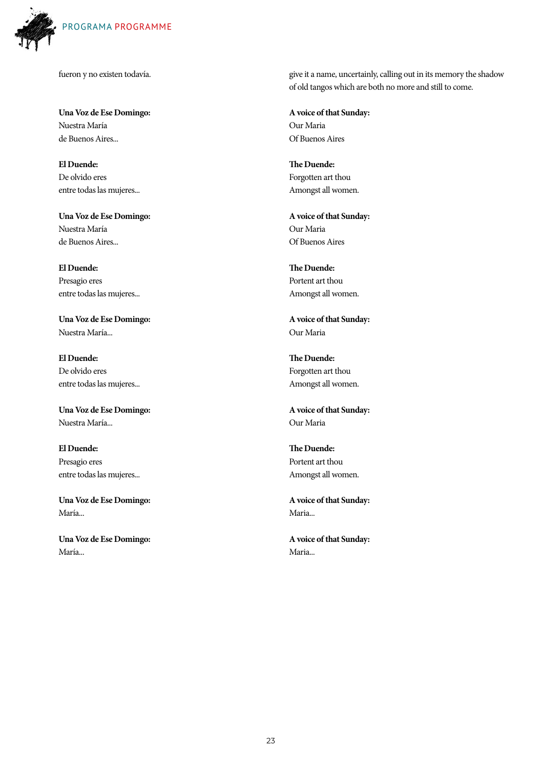fueron y no existen todavía.

give it a name, uncertainly, calling out in its memory the shadow of old tangos which are both no more and still to come.

**Una Voz de Ese Domingo:**
Nuestra María
de Buenos Aires...

**A voice of that Sunday:**
Our Maria
Of Buenos Aires

**El Duende:**
De olvido eres
entre todas las mujeres...

**The Duende:**
Forgotten art thou
Amongst all women.

**Una Voz de Ese Domingo:**
Nuestra María
de Buenos Aires...

**A voice of that Sunday:**
Our Maria
Of Buenos Aires

**El Duende:**
Presagio eres
entre todas las mujeres...

**The Duende:**
Portent art thou
Amongst all women.

**Una Voz de Ese Domingo:**
Nuestra María...

**A voice of that Sunday:**
Our Maria

**El Duende:**
De olvido eres
entre todas las mujeres...

**The Duende:**
Forgotten art thou
Amongst all women.

**Una Voz de Ese Domingo:**
Nuestra María...

**A voice of that Sunday:**
Our Maria

**El Duende:**
Presagio eres
entre todas las mujeres...

**The Duende:**
Portent art thou
Amongst all women.

**Una Voz de Ese Domingo:**
María...

**A voice of that Sunday:**
Maria...

**Una Voz de Ese Domingo:**
María...

**A voice of that Sunday:**
Maria...